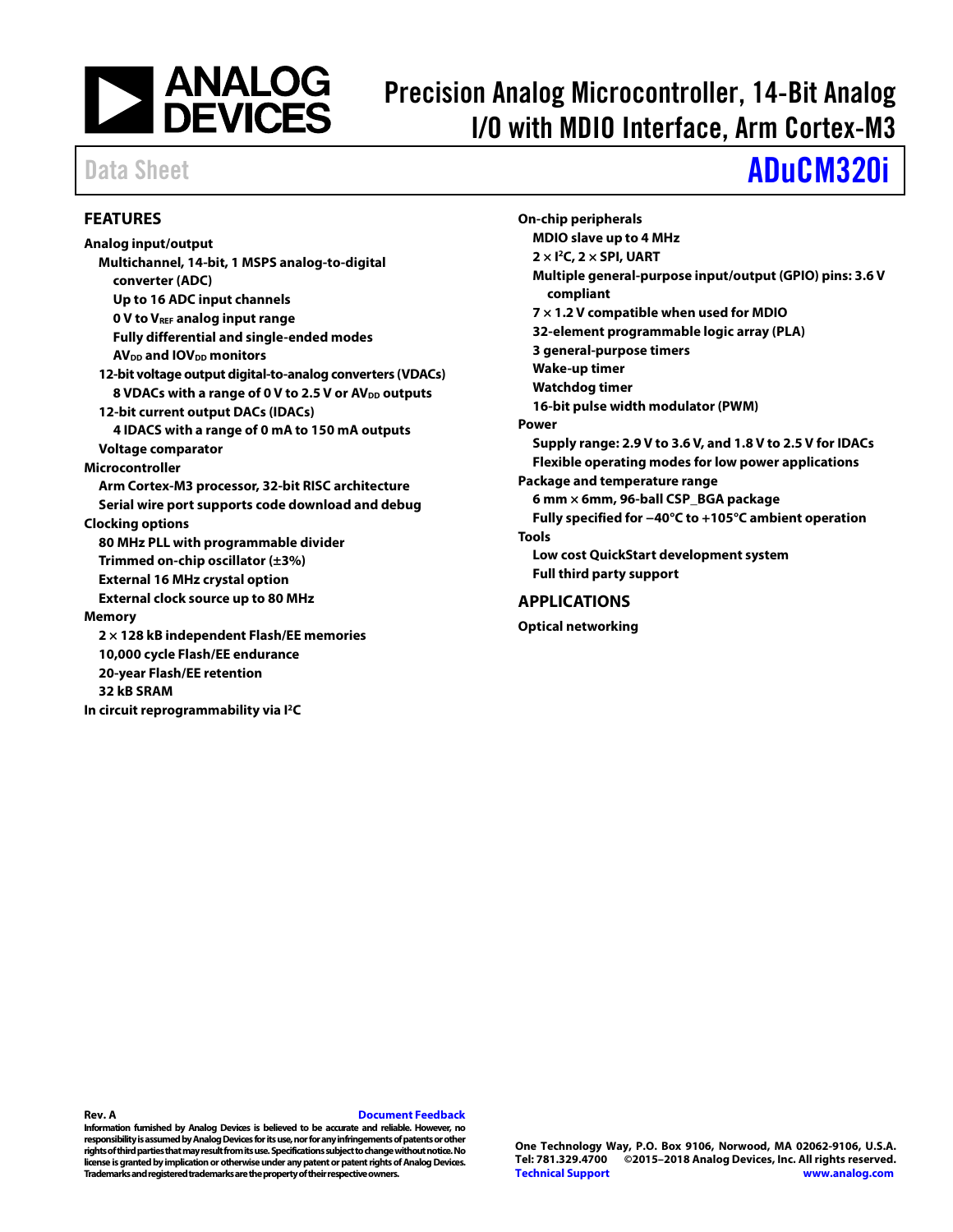# Precision Analog Microcontroller, 14-Bit Analog I/O with MDIO Interface, Arm Cortex-M3

Data Sheet

# ADuCM320i

## FEATURES

**Analog input/output**

- Multichannel, 14-bit, 1 MSPS analog-to-digital converter (ADC)
  - Up to 16 ADC input channels
  - 0 V to $V_{REF}$ analog input range
  - Fully differential and single-ended modes
  - $AV_{DD}$ and $IOV_{DD}$ monitors
- 12-bit voltage output digital-to-analog converters (VDACs)
  - 8 VDACs with a range of 0 V to 2.5 V or $AV_{DD}$ outputs
- 12-bit current output DACs (IDACs)
  - 4 IDACS with a range of 0 mA to 150 mA outputs
- Voltage comparator

**Microcontroller**

- Arm Cortex-M3 processor, 32-bit RISC architecture
- Serial wire port supports code download and debug

**Clocking options**

- 80 MHz PLL with programmable divider
- Trimmed on-chip oscillator (±3%)
- External 16 MHz crystal option
- External clock source up to 80 MHz

**Memory**

- 2 × 128 kB independent Flash/EE memories
- 10,000 cycle Flash/EE endurance
- 20-year Flash/EE retention
- 32 kB SRAM

**In circuit reprogrammability via I²C**

**On-chip peripherals**

- MDIO slave up to 4 MHz
- 2 × I²C, 2 × SPI, UART
- Multiple general-purpose input/output (GPIO) pins: 3.6 V compliant
- 7 × 1.2 V compatible when used for MDIO
- 32-element programmable logic array (PLA)
- 3 general-purpose timers
- Wake-up timer
- Watchdog timer
- 16-bit pulse width modulator (PWM)

**Power**

- Supply range: 2.9 V to 3.6 V, and 1.8 V to 2.5 V for IDACs
- Flexible operating modes for low power applications

**Package and temperature range**

- 6 mm × 6mm, 96-ball CSP_BGA package
- Fully specified for −40°C to +105°C ambient operation

**Tools**

- Low cost QuickStart development system
- Full third party support

## APPLICATIONS

Optical networking

Rev. A

Document Feedback

Information furnished by Analog Devices is believed to be accurate and reliable. However, no responsibility is assumed by Analog Devices for its use, nor for any infringements of patents or other rights of third parties that may result from its use. Specifications subject to change without notice. No license is granted by implication or otherwise under any patent or patent rights of Analog Devices. Trademarks and registered trademarks are the property of their respective owners.

One Technology Way, P.O. Box 9106, Norwood, MA 02062-9106, U.S.A.
Tel: 781.329.4700 ©2015–2018 Analog Devices, Inc. All rights reserved.
Technical Support www.analog.com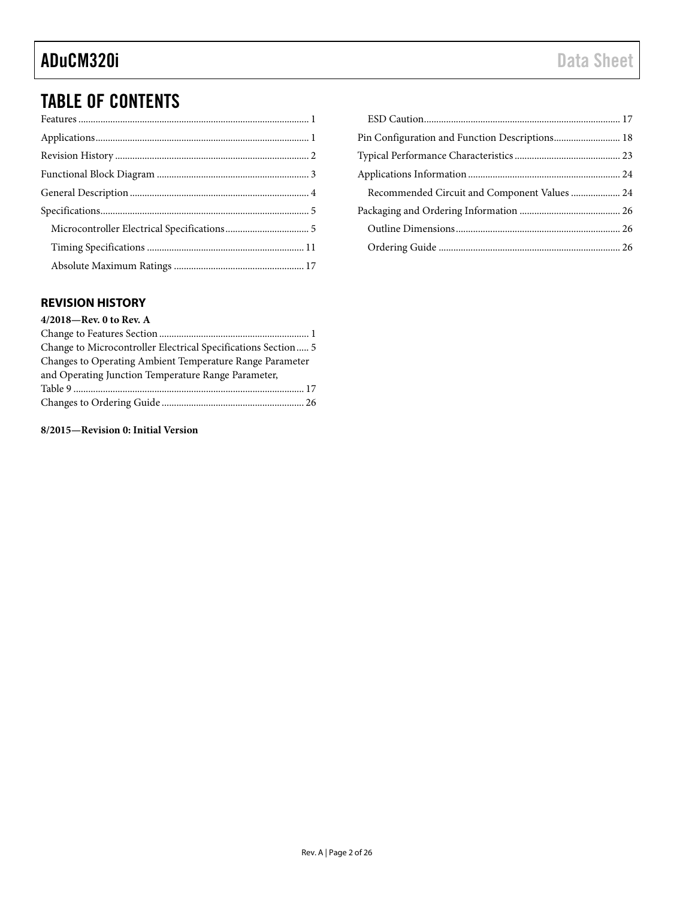# TABLE OF CONTENTS

Features ............................................................................................ 1
Applications...................................................................................... 1
Revision History .............................................................................. 2
Functional Block Diagram ............................................................. 3
General Description ........................................................................ 4
Specifications.................................................................................... 5
    Microcontroller Electrical Specifications.................................. 5
    Timing Specifications ................................................................ 11
    Absolute Maximum Ratings ..................................................... 17
    ESD Caution............................................................................... 17
Pin Configuration and Function Descriptions........................... 18
Typical Performance Characteristics ........................................... 23
Applications Information ............................................................. 24
    Recommended Circuit and Component Values .................... 24
Packaging and Ordering Information ......................................... 26
    Outline Dimensions................................................................... 26
    Ordering Guide .......................................................................... 26

## REVISION HISTORY

**4/2018—Rev. 0 to Rev. A**

Change to Features Section ............................................................ 1
Change to Microcontroller Electrical Specifications Section..... 5
Changes to Operating Ambient Temperature Range Parameter and Operating Junction Temperature Range Parameter, Table 9 ............................................................................................ 17
Changes to Ordering Guide .......................................................... 26

**8/2015—Revision 0: Initial Version**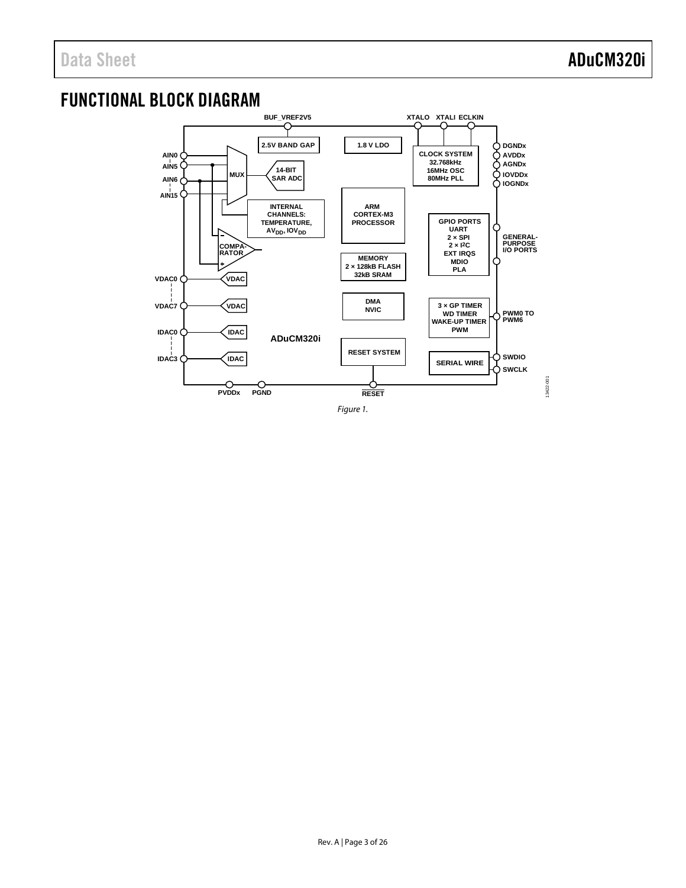## FUNCTIONAL BLOCK DIAGRAM

Figure 1.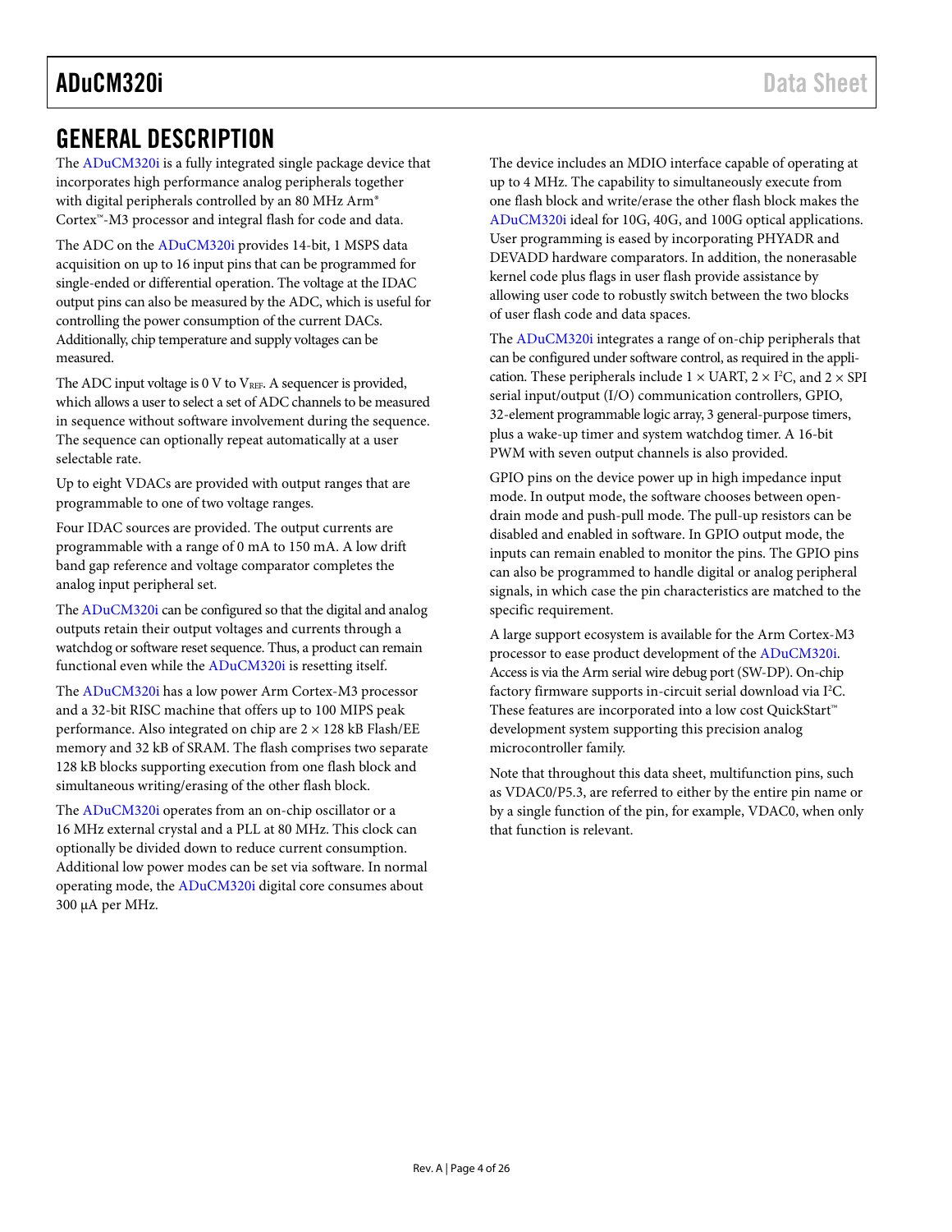## GENERAL DESCRIPTION

The ADuCM320i is a fully integrated single package device that incorporates high performance analog peripherals together with digital peripherals controlled by an 80 MHz Arm® Cortex™-M3 processor and integral flash for code and data.

The ADC on the ADuCM320i provides 14-bit, 1 MSPS data acquisition on up to 16 input pins that can be programmed for single-ended or differential operation. The voltage at the IDAC output pins can also be measured by the ADC, which is useful for controlling the power consumption of the current DACs. Additionally, chip temperature and supply voltages can be measured.

The ADC input voltage is 0 V to $V_{REF}$. A sequencer is provided, which allows a user to select a set of ADC channels to be measured in sequence without software involvement during the sequence. The sequence can optionally repeat automatically at a user selectable rate.

Up to eight VDACs are provided with output ranges that are programmable to one of two voltage ranges.

Four IDAC sources are provided. The output currents are programmable with a range of 0 mA to 150 mA. A low drift band gap reference and voltage comparator completes the analog input peripheral set.

The ADuCM320i can be configured so that the digital and analog outputs retain their output voltages and currents through a watchdog or software reset sequence. Thus, a product can remain functional even while the ADuCM320i is resetting itself.

The ADuCM320i has a low power Arm Cortex-M3 processor and a 32-bit RISC machine that offers up to 100 MIPS peak performance. Also integrated on chip are 2 × 128 kB Flash/EE memory and 32 kB of SRAM. The flash comprises two separate 128 kB blocks supporting execution from one flash block and simultaneous writing/erasing of the other flash block.

The ADuCM320i operates from an on-chip oscillator or a 16 MHz external crystal and a PLL at 80 MHz. This clock can optionally be divided down to reduce current consumption. Additional low power modes can be set via software. In normal operating mode, the ADuCM320i digital core consumes about 300 µA per MHz.

The device includes an MDIO interface capable of operating at up to 4 MHz. The capability to simultaneously execute from one flash block and write/erase the other flash block makes the ADuCM320i ideal for 10G, 40G, and 100G optical applications. User programming is eased by incorporating PHYADR and DEVADD hardware comparators. In addition, the nonerasable kernel code plus flags in user flash provide assistance by allowing user code to robustly switch between the two blocks of user flash code and data spaces.

The ADuCM320i integrates a range of on-chip peripherals that can be configured under software control, as required in the application. These peripherals include 1 × UART, 2 × I²C, and 2 × SPI serial input/output (I/O) communication controllers, GPIO, 32-element programmable logic array, 3 general-purpose timers, plus a wake-up timer and system watchdog timer. A 16-bit PWM with seven output channels is also provided.

GPIO pins on the device power up in high impedance input mode. In output mode, the software chooses between open-drain mode and push-pull mode. The pull-up resistors can be disabled and enabled in software. In GPIO output mode, the inputs can remain enabled to monitor the pins. The GPIO pins can also be programmed to handle digital or analog peripheral signals, in which case the pin characteristics are matched to the specific requirement.

A large support ecosystem is available for the Arm Cortex-M3 processor to ease product development of the ADuCM320i. Access is via the Arm serial wire debug port (SW-DP). On-chip factory firmware supports in-circuit serial download via I²C. These features are incorporated into a low cost QuickStart™ development system supporting this precision analog microcontroller family.

Note that throughout this data sheet, multifunction pins, such as VDAC0/P5.3, are referred to either by the entire pin name or by a single function of the pin, for example, VDAC0, when only that function is relevant.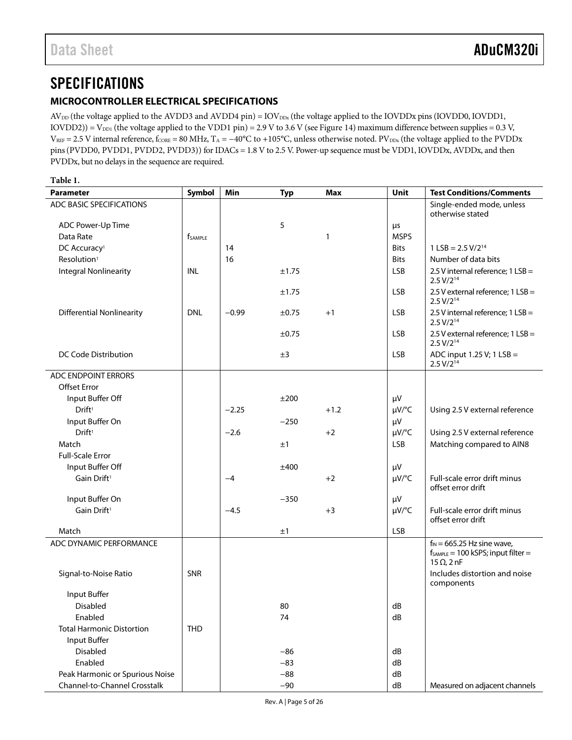# SPECIFICATIONS

## MICROCONTROLLER ELECTRICAL SPECIFICATIONS

$AV_{DD}$ (the voltage applied to the AVDD3 and AVDD4 pin) = $IOV_{DDx}$ (the voltage applied to the IOVDDx pins (IOVDD0, IOVDD1, IOVDD2)) = $V_{DD1}$ (the voltage applied to the VDD1 pin) = 2.9 V to 3.6 V (see Figure 14) maximum difference between supplies = 0.3 V, $V_{REF}$ = 2.5 V internal reference, $f_{CORE}$ = 80 MHz, $T_A$ = −40°C to +105°C, unless otherwise noted. $PV_{DDx}$ (the voltage applied to the PVDDx pins (PVDD0, PVDD1, PVDD2, PVDD3)) for IDACs = 1.8 V to 2.5 V. Power-up sequence must be VDD1, IOVDDx, AVDDx, and then PVDDx, but no delays in the sequence are required.

**Table 1.**

| Parameter | Symbol | Min | Typ | Max | Unit | Test Conditions/Comments |
|---|---|---|---|---|---|---|
| ADC BASIC SPECIFICATIONS | | | | | | Single-ended mode, unless otherwise stated |
| ADC Power-Up Time | | | 5 | | µs | |
| Data Rate | $f_{SAMPLE}$ | | | 1 | MSPS | |
| DC Accuracy[1] | | 14 | | | Bits | 1 LSB = $2.5\ V/2^{14}$ |
| Resolution[1] | | 16 | | | Bits | Number of data bits |
| Integral Nonlinearity | INL | | ±1.75 | | LSB | 2.5 V internal reference; 1 LSB = $2.5\ V/2^{14}$ |
| | | | ±1.75 | | LSB | 2.5 V external reference; 1 LSB = $2.5\ V/2^{14}$ |
| Differential Nonlinearity | DNL | −0.99 | ±0.75 | +1 | LSB | 2.5 V internal reference; 1 LSB = $2.5\ V/2^{14}$ |
| | | | ±0.75 | | LSB | 2.5 V external reference; 1 LSB = $2.5\ V/2^{14}$ |
| DC Code Distribution | | | ±3 | | LSB | ADC input 1.25 V; 1 LSB = $2.5\ V/2^{14}$ |
| ADC ENDPOINT ERRORS | | | | | | |
| Offset Error | | | | | | |
| Input Buffer Off | | | ±200 | | µV | |
| Drift[1] | | −2.25 | | +1.2 | µV/°C | Using 2.5 V external reference |
| Input Buffer On | | | −250 | | µV | |
| Drift[1] | | −2.6 | | +2 | µV/°C | Using 2.5 V external reference |
| Match | | | ±1 | | LSB | Matching compared to AIN8 |
| Full-Scale Error | | | | | | |
| Input Buffer Off | | | ±400 | | µV | |
| Gain Drift[1] | | −4 | | +2 | µV/°C | Full-scale error drift minus offset error drift |
| Input Buffer On | | | −350 | | µV | |
| Gain Drift[1] | | −4.5 | | +3 | µV/°C | Full-scale error drift minus offset error drift |
| Match | | | ±1 | | LSB | |
| ADC DYNAMIC PERFORMANCE | | | | | | $f_{IN}$ = 665.25 Hz sine wave, $f_{SAMPLE}$ = 100 kSPS; input filter = 15 Ω, 2 nF |
| Signal-to-Noise Ratio | SNR | | | | | Includes distortion and noise components |
| Input Buffer | | | | | | |
| Disabled | | | 80 | | dB | |
| Enabled | | | 74 | | dB | |
| Total Harmonic Distortion | THD | | | | | |
| Input Buffer | | | | | | |
| Disabled | | | −86 | | dB | |
| Enabled | | | −83 | | dB | |
| Peak Harmonic or Spurious Noise | | | −88 | | dB | |
| Channel-to-Channel Crosstalk | | | −90 | | dB | Measured on adjacent channels |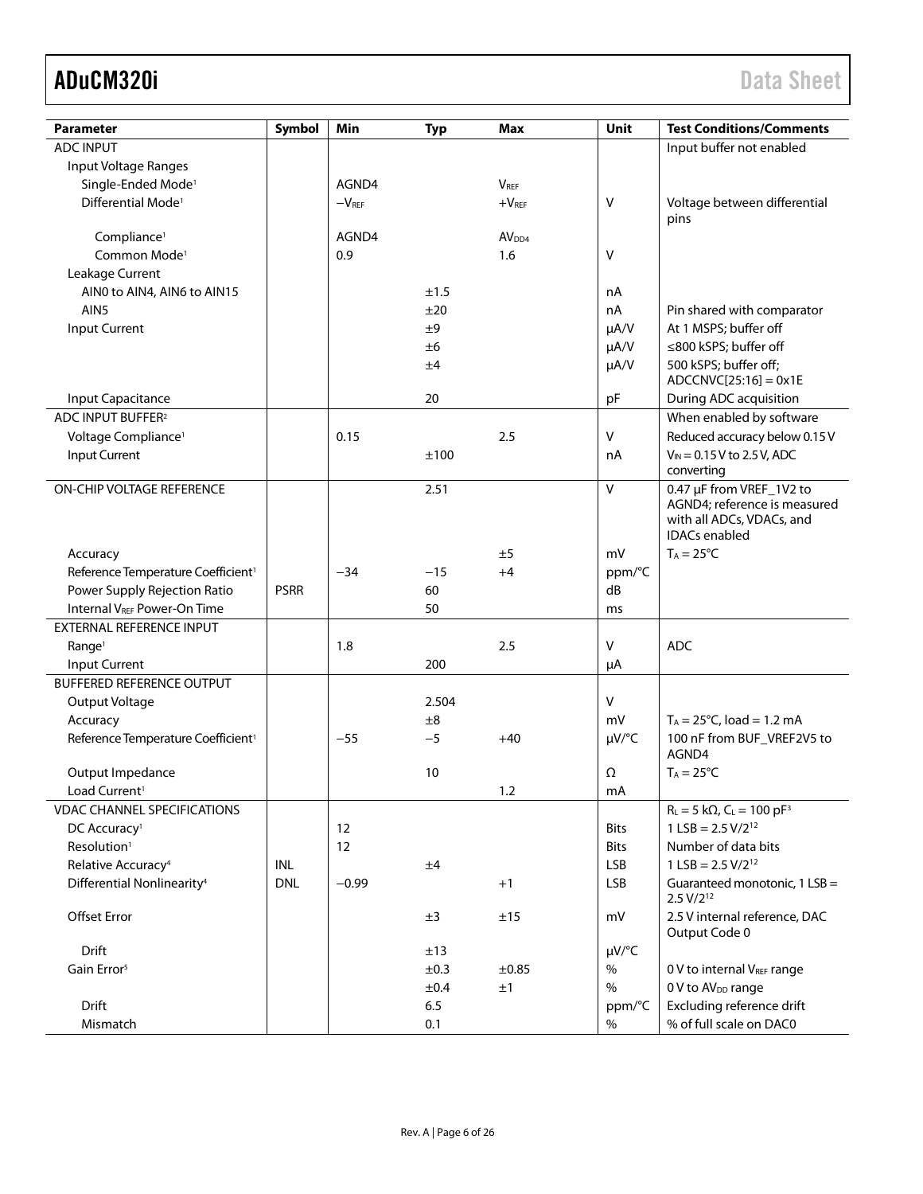| Parameter | Symbol | Min | Typ | Max | Unit | Test Conditions/Comments |
|---|---|---|---|---|---|---|
| ADC INPUT | | | | | | Input buffer not enabled |
| Input Voltage Ranges | | | | | | |
| Single-Ended Mode[1] | | AGND4 | | $V_{REF}$ | | |
| Differential Mode[1] | | $-V_{REF}$ | | $+V_{REF}$ | V | Voltage between differential pins |
| Compliance[1] | | AGND4 | | $AV_{DD4}$ | | |
| Common Mode[1] | | 0.9 | | 1.6 | V | |
| Leakage Current | | | | | | |
| AIN0 to AIN4, AIN6 to AIN15 | | | ±1.5 | | nA | |
| AIN5 | | | ±20 | | nA | Pin shared with comparator |
| Input Current | | | ±9 | | µA/V | At 1 MSPS; buffer off |
| | | | ±6 | | µA/V | ≤800 kSPS; buffer off |
| | | | ±4 | | µA/V | 500 kSPS; buffer off; ADCCNVC[25:16] = 0x1E |
| Input Capacitance | | | 20 | | pF | During ADC acquisition |
| ADC INPUT BUFFER[2] | | | | | | When enabled by software |
| Voltage Compliance[1] | | 0.15 | | 2.5 | V | Reduced accuracy below 0.15 V |
| Input Current | | | ±100 | | nA | $V_{IN}$ = 0.15 V to 2.5 V, ADC converting |
| ON-CHIP VOLTAGE REFERENCE | | | 2.51 | | V | 0.47 µF from VREF_1V2 to AGND4; reference is measured with all ADCs, VDACs, and IDACs enabled |
| Accuracy | | | | ±5 | mV | $T_A$ = 25°C |
| Reference Temperature Coefficient[1] | | −34 | −15 | +4 | ppm/°C | |
| Power Supply Rejection Ratio | PSRR | | 60 | | dB | |
| Internal $V_{REF}$ Power-On Time | | | 50 | | ms | |
| EXTERNAL REFERENCE INPUT | | | | | | |
| Range[1] | | 1.8 | | 2.5 | V | ADC |
| Input Current | | | 200 | | µA | |
| BUFFERED REFERENCE OUTPUT | | | | | | |
| Output Voltage | | | 2.504 | | V | |
| Accuracy | | | ±8 | | mV | $T_A$ = 25°C, load = 1.2 mA |
| Reference Temperature Coefficient[1] | | −55 | −5 | +40 | µV/°C | 100 nF from BUF_VREF2V5 to AGND4 |
| Output Impedance | | | 10 | | Ω | $T_A$ = 25°C |
| Load Current[1] | | | | 1.2 | mA | |
| VDAC CHANNEL SPECIFICATIONS | | | | | | $R_L$ = 5 kΩ, $C_L$ = 100 pF[3] |
| DC Accuracy[1] | | 12 | | | Bits | 1 LSB = 2.5 V/$2^{12}$ |
| Resolution[1] | | 12 | | | Bits | Number of data bits |
| Relative Accuracy[4] | INL | | ±4 | | LSB | 1 LSB = 2.5 V/$2^{12}$ |
| Differential Nonlinearity[4] | DNL | −0.99 | | +1 | LSB | Guaranteed monotonic, 1 LSB = 2.5 V/$2^{12}$ |
| Offset Error | | | ±3 | ±15 | mV | 2.5 V internal reference, DAC Output Code 0 |
| Drift | | | ±13 | | µV/°C | |
| Gain Error[5] | | | ±0.3 | ±0.85 | % | 0 V to internal $V_{REF}$ range |
| | | | ±0.4 | ±1 | % | 0 V to $AV_{DD}$ range |
| Drift | | | 6.5 | | ppm/°C | Excluding reference drift |
| Mismatch | | | 0.1 | | % | % of full scale on DAC0 |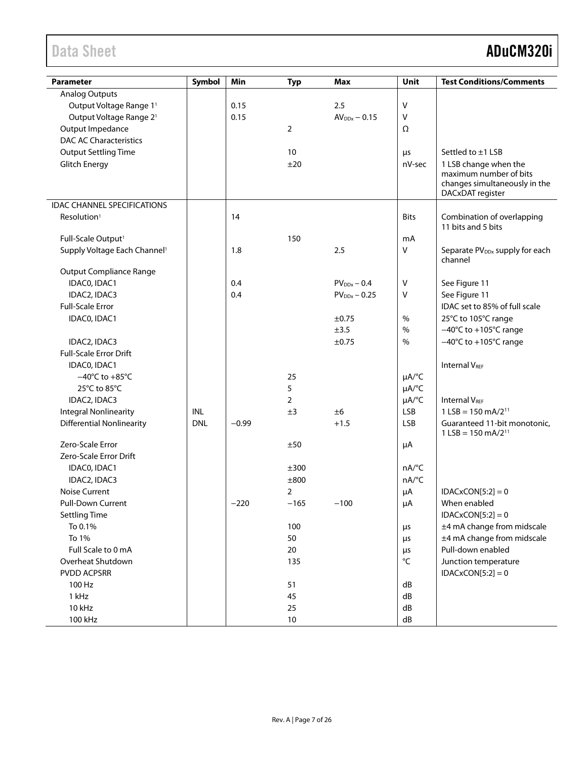| Parameter | Symbol | Min | Typ | Max | Unit | Test Conditions/Comments |
|---|---|---|---|---|---|---|
| Analog Outputs | | | | | | |
| Output Voltage Range 1[1] | | 0.15 | | 2.5 | V | |
| Output Voltage Range 2[1] | | 0.15 | | $AV_{DDx} - 0.15$ | V | |
| Output Impedance | | | 2 | | Ω | |
| DAC AC Characteristics | | | | | | |
| Output Settling Time | | | 10 | | µs | Settled to ±1 LSB |
| Glitch Energy | | | ±20 | | nV-sec | 1 LSB change when the maximum number of bits changes simultaneously in the DACxDAT register |
| IDAC CHANNEL SPECIFICATIONS | | | | | | |
| Resolution[1] | | 14 | | | Bits | Combination of overlapping 11 bits and 5 bits |
| Full-Scale Output[1] | | | 150 | | mA | |
| Supply Voltage Each Channel[1] | | 1.8 | | 2.5 | V | Separate $PV_{DDx}$ supply for each channel |
| Output Compliance Range | | | | | | |
| IDAC0, IDAC1 | | 0.4 | | $PV_{DDx} - 0.4$ | V | See Figure 11 |
| IDAC2, IDAC3 | | 0.4 | | $PV_{DDx} - 0.25$ | V | See Figure 11 |
| Full-Scale Error | | | | | | IDAC set to 85% of full scale |
| IDAC0, IDAC1 | | | | ±0.75 | % | 25°C to 105°C range |
| | | | | ±3.5 | % | −40°C to +105°C range |
| IDAC2, IDAC3 | | | | ±0.75 | % | −40°C to +105°C range |
| Full-Scale Error Drift | | | | | | |
| IDAC0, IDAC1 | | | | | | Internal $V_{REF}$ |
| −40°C to +85°C | | | 25 | | µA/°C | |
| 25°C to 85°C | | | 5 | | µA/°C | |
| IDAC2, IDAC3 | | | 2 | | µA/°C | Internal $V_{REF}$ |
| Integral Nonlinearity | INL | | ±3 | ±6 | LSB | 1 LSB = 150 mA/$2^{11}$ |
| Differential Nonlinearity | DNL | −0.99 | | +1.5 | LSB | Guaranteed 11-bit monotonic, 1 LSB = 150 mA/$2^{11}$ |
| Zero-Scale Error | | | ±50 | | µA | |
| Zero-Scale Error Drift | | | | | | |
| IDAC0, IDAC1 | | | ±300 | | nA/°C | |
| IDAC2, IDAC3 | | | ±800 | | nA/°C | |
| Noise Current | | | 2 | | µA | IDACxCON[5:2] = 0 |
| Pull-Down Current | | −220 | −165 | −100 | µA | When enabled |
| Settling Time | | | | | | IDACxCON[5:2] = 0 |
| To 0.1% | | | 100 | | µs | ±4 mA change from midscale |
| To 1% | | | 50 | | µs | ±4 mA change from midscale |
| Full Scale to 0 mA | | | 20 | | µs | Pull-down enabled |
| Overheat Shutdown | | | 135 | | °C | Junction temperature |
| PVDD ACPSRR | | | | | | IDACxCON[5:2] = 0 |
| 100 Hz | | | 51 | | dB | |
| 1 kHz | | | 45 | | dB | |
| 10 kHz | | | 25 | | dB | |
| 100 kHz | | | 10 | | dB | |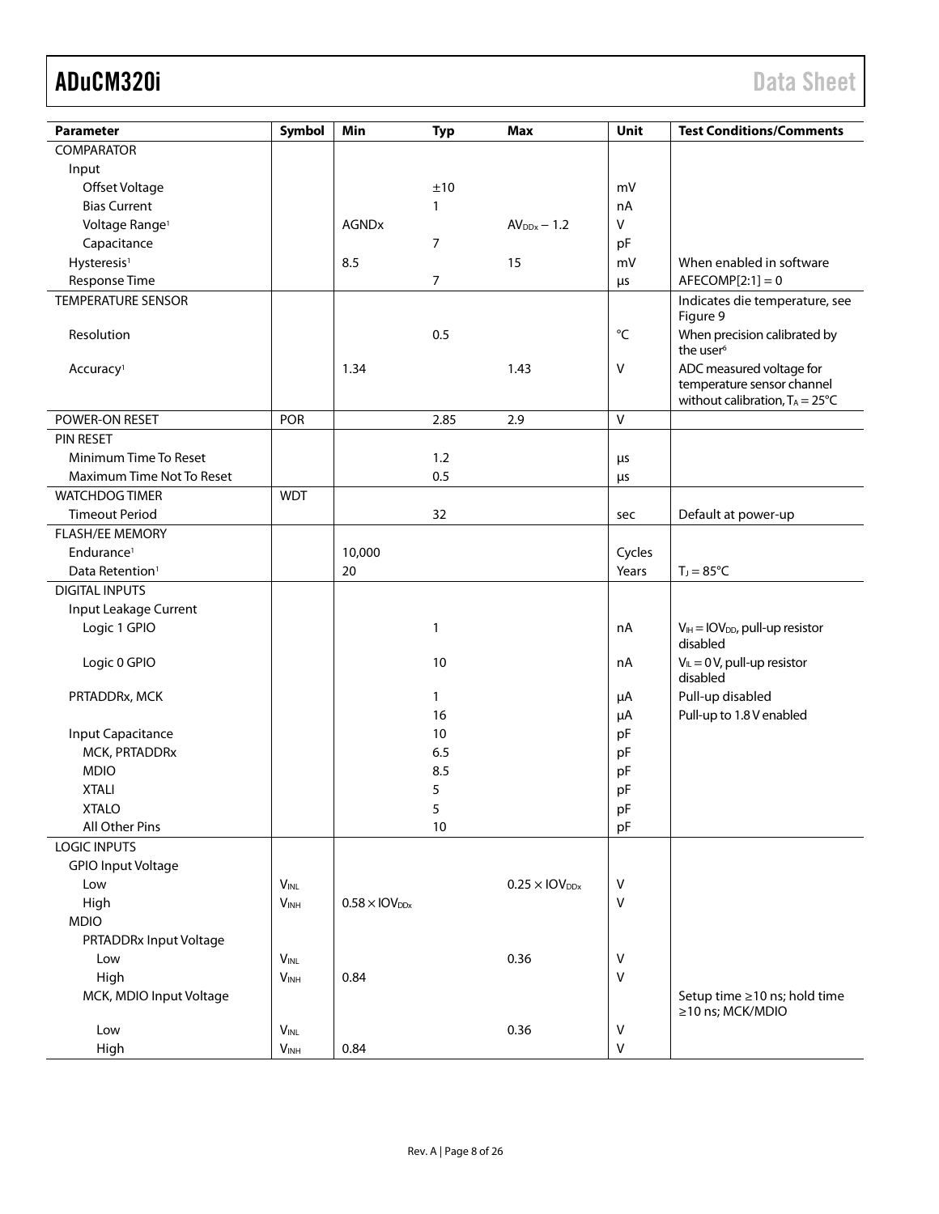| Parameter | Symbol | Min | Typ | Max | Unit | Test Conditions/Comments |
|---|---|---|---|---|---|---|
| COMPARATOR | | | | | | |
| Input | | | | | | |
| Offset Voltage | | | ±10 | | mV | |
| Bias Current | | | 1 | | nA | |
| Voltage Range[1] | | AGNDx | | $AV_{DDx} - 1.2$ | V | |
| Capacitance | | | 7 | | pF | |
| Hysteresis[1] | | 8.5 | | 15 | mV | When enabled in software |
| Response Time | | | 7 | | µs | AFECOMP[2:1] = 0 |
| TEMPERATURE SENSOR | | | | | | Indicates die temperature, see Figure 9 |
| Resolution | | | 0.5 | | °C | When precision calibrated by the user[6] |
| Accuracy[1] | | 1.34 | | 1.43 | V | ADC measured voltage for temperature sensor channel without calibration, $T_A = 25°C$ |
| POWER-ON RESET | POR | | 2.85 | 2.9 | V | |
| PIN RESET | | | | | | |
| Minimum Time To Reset | | | 1.2 | | µs | |
| Maximum Time Not To Reset | | | 0.5 | | µs | |
| WATCHDOG TIMER | WDT | | | | | |
| Timeout Period | | | 32 | | sec | Default at power-up |
| FLASH/EE MEMORY | | | | | | |
| Endurance[1] | | 10,000 | | | Cycles | |
| Data Retention[1] | | 20 | | | Years | $T_J = 85°C$ |
| DIGITAL INPUTS | | | | | | |
| Input Leakage Current | | | | | | |
| Logic 1 GPIO | | | 1 | | nA | $V_{IH} = IOV_{DD}$, pull-up resistor disabled |
| Logic 0 GPIO | | | 10 | | nA | $V_{IL} = 0$ V, pull-up resistor disabled |
| PRTADDRx, MCK | | | 1 | | µA | Pull-up disabled |
| | | | 16 | | µA | Pull-up to 1.8 V enabled |
| Input Capacitance | | | 10 | | pF | |
| MCK, PRTADDRx | | | 6.5 | | pF | |
| MDIO | | | 8.5 | | pF | |
| XTALI | | | 5 | | pF | |
| XTALO | | | 5 | | pF | |
| All Other Pins | | | 10 | | pF | |
| LOGIC INPUTS | | | | | | |
| GPIO Input Voltage | | | | | | |
| Low | $V_{INL}$ | | | $0.25 \times IOV_{DDx}$ | V | |
| High | $V_{INH}$ | $0.58 \times IOV_{DDx}$ | | | V | |
| MDIO | | | | | | |
| PRTADDRx Input Voltage | | | | | | |
| Low | $V_{INL}$ | | | 0.36 | V | |
| High | $V_{INH}$ | 0.84 | | | V | |
| MCK, MDIO Input Voltage | | | | | | Setup time ≥10 ns; hold time ≥10 ns; MCK/MDIO |
| Low | $V_{INL}$ | | | 0.36 | V | |
| High | $V_{INH}$ | 0.84 | | | V | |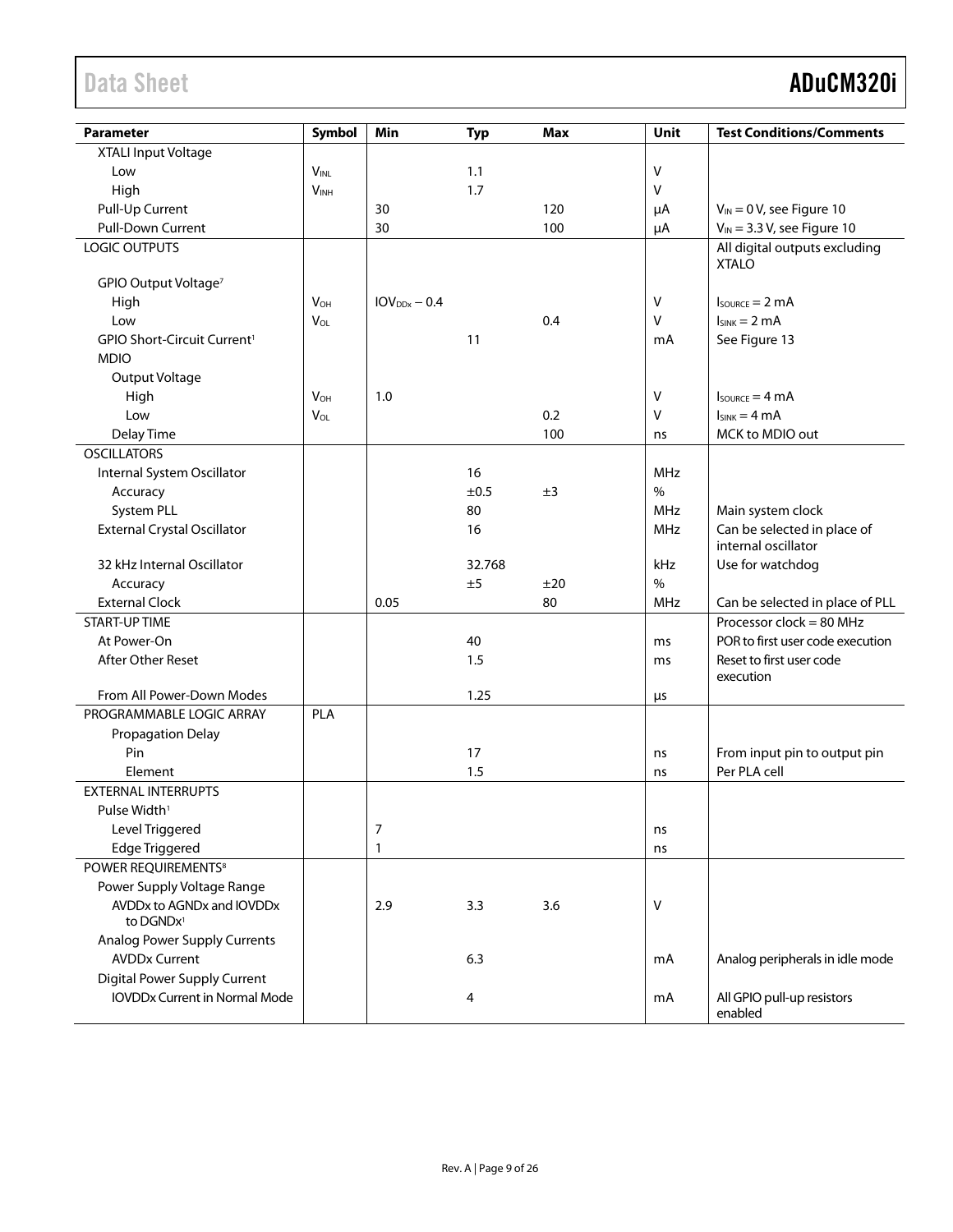| Parameter | Symbol | Min | Typ | Max | Unit | Test Conditions/Comments |
|---|---|---|---|---|---|---|
| XTALI Input Voltage | | | | | | |
| Low | $V_{INL}$ | | 1.1 | | V | |
| High | $V_{INH}$ | | 1.7 | | V | |
| Pull-Up Current | | 30 | | 120 | µA | $V_{IN}$ = 0 V, see Figure 10 |
| Pull-Down Current | | 30 | | 100 | µA | $V_{IN}$ = 3.3 V, see Figure 10 |
| LOGIC OUTPUTS | | | | | | All digital outputs excluding XTALO |
| GPIO Output Voltage[7] | | | | | | |
| High | $V_{OH}$ | $IOV_{DDx} - 0.4$ | | | V | $I_{SOURCE}$ = 2 mA |
| Low | $V_{OL}$ | | | 0.4 | V | $I_{SINK}$ = 2 mA |
| GPIO Short-Circuit Current[1] | | | 11 | | mA | See Figure 13 |
| MDIO | | | | | | |
| Output Voltage | | | | | | |
| High | $V_{OH}$ | 1.0 | | | V | $I_{SOURCE}$ = 4 mA |
| Low | $V_{OL}$ | | | 0.2 | V | $I_{SINK}$ = 4 mA |
| Delay Time | | | | 100 | ns | MCK to MDIO out |
| OSCILLATORS | | | | | | |
| Internal System Oscillator | | | 16 | | MHz | |
| Accuracy | | | ±0.5 | ±3 | % | |
| System PLL | | | 80 | | MHz | Main system clock |
| External Crystal Oscillator | | | 16 | | MHz | Can be selected in place of internal oscillator |
| 32 kHz Internal Oscillator | | | 32.768 | | kHz | Use for watchdog |
| Accuracy | | | ±5 | ±20 | % | |
| External Clock | | 0.05 | | 80 | MHz | Can be selected in place of PLL |
| START-UP TIME | | | | | | Processor clock = 80 MHz |
| At Power-On | | | 40 | | ms | POR to first user code execution |
| After Other Reset | | | 1.5 | | ms | Reset to first user code execution |
| From All Power-Down Modes | | | 1.25 | | µs | |
| PROGRAMMABLE LOGIC ARRAY | PLA | | | | | |
| Propagation Delay | | | | | | |
| Pin | | | 17 | | ns | From input pin to output pin |
| Element | | | 1.5 | | ns | Per PLA cell |
| EXTERNAL INTERRUPTS | | | | | | |
| Pulse Width[1] | | | | | | |
| Level Triggered | | 7 | | | ns | |
| Edge Triggered | | 1 | | | ns | |
| POWER REQUIREMENTS[8] | | | | | | |
| Power Supply Voltage Range | | | | | | |
| AVDDx to AGNDx and IOVDDx to DGNDx[1] | | 2.9 | 3.3 | 3.6 | V | |
| Analog Power Supply Currents | | | | | | |
| AVDDx Current | | | 6.3 | | mA | Analog peripherals in idle mode |
| Digital Power Supply Current | | | | | | |
| IOVDDx Current in Normal Mode | | | 4 | | mA | All GPIO pull-up resistors enabled |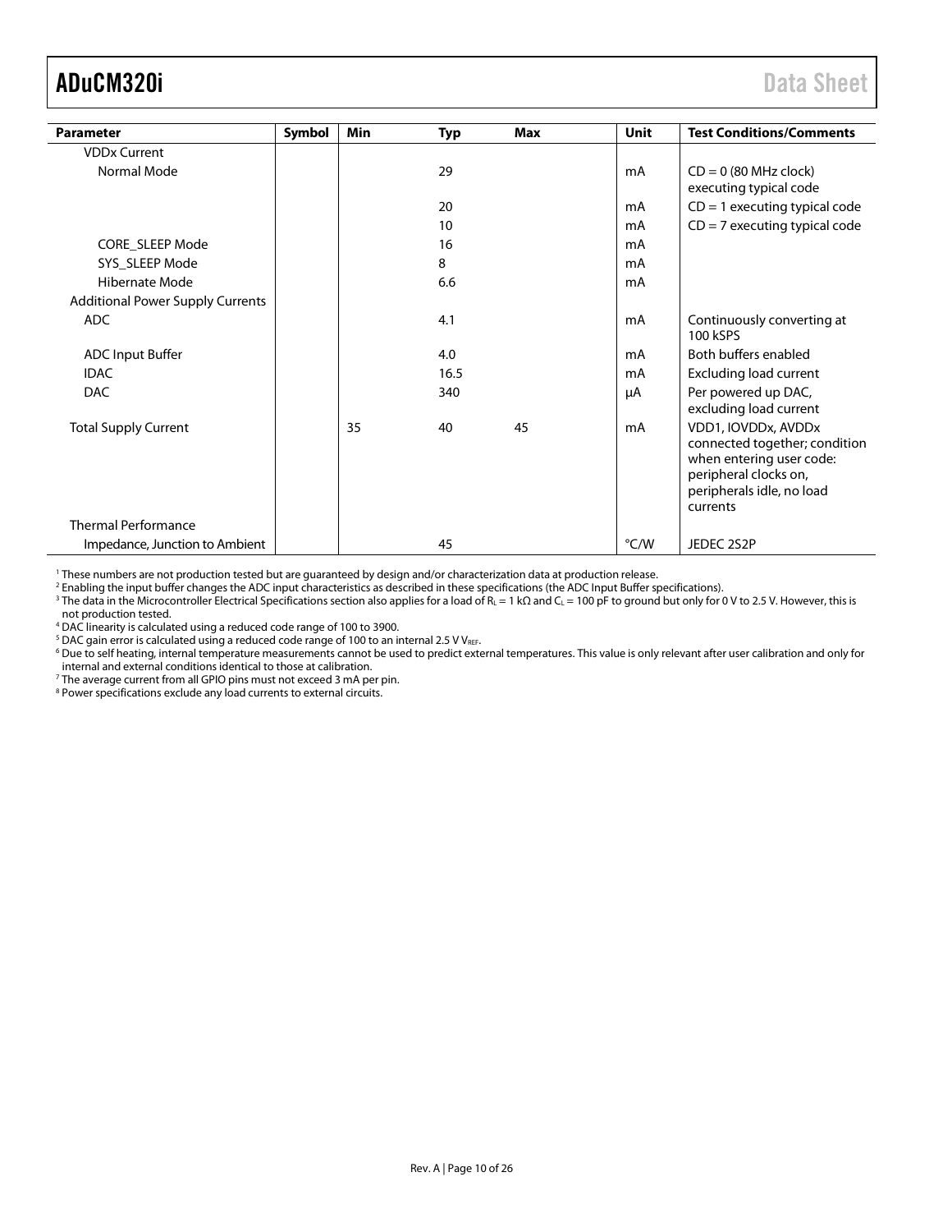| Parameter | Symbol | Min | Typ | Max | Unit | Test Conditions/Comments |
|---|---|---|---|---|---|---|
| VDDx Current | | | | | | |
| Normal Mode | | | 29 | | mA | CD = 0 (80 MHz clock) executing typical code |
| | | | 20 | | mA | CD = 1 executing typical code |
| | | | 10 | | mA | CD = 7 executing typical code |
| CORE_SLEEP Mode | | | 16 | | mA | |
| SYS_SLEEP Mode | | | 8 | | mA | |
| Hibernate Mode | | | 6.6 | | mA | |
| Additional Power Supply Currents | | | | | | |
| ADC | | | 4.1 | | mA | Continuously converting at 100 kSPS |
| ADC Input Buffer | | | 4.0 | | mA | Both buffers enabled |
| IDAC | | | 16.5 | | mA | Excluding load current |
| DAC | | | 340 | | μA | Per powered up DAC, excluding load current |
| Total Supply Current | | 35 | 40 | 45 | mA | VDD1, IOVDDx, AVDDx connected together; condition when entering user code: peripheral clocks on, peripherals idle, no load currents |
| Thermal Performance | | | | | | |
| Impedance, Junction to Ambient | | | 45 | | °C/W | JEDEC 2S2P |

[1] These numbers are not production tested but are guaranteed by design and/or characterization data at production release.
[2] Enabling the input buffer changes the ADC input characteristics as described in these specifications (the ADC Input Buffer specifications).
[3] The data in the Microcontroller Electrical Specifications section also applies for a load of $R_L$ = 1 kΩ and $C_L$ = 100 pF to ground but only for 0 V to 2.5 V. However, this is not production tested.
[4] DAC linearity is calculated using a reduced code range of 100 to 3900.
[5] DAC gain error is calculated using a reduced code range of 100 to an internal 2.5 V $V_{REF}$.
[6] Due to self heating, internal temperature measurements cannot be used to predict external temperatures. This value is only relevant after user calibration and only for internal and external conditions identical to those at calibration.
[7] The average current from all GPIO pins must not exceed 3 mA per pin.
[8] Power specifications exclude any load currents to external circuits.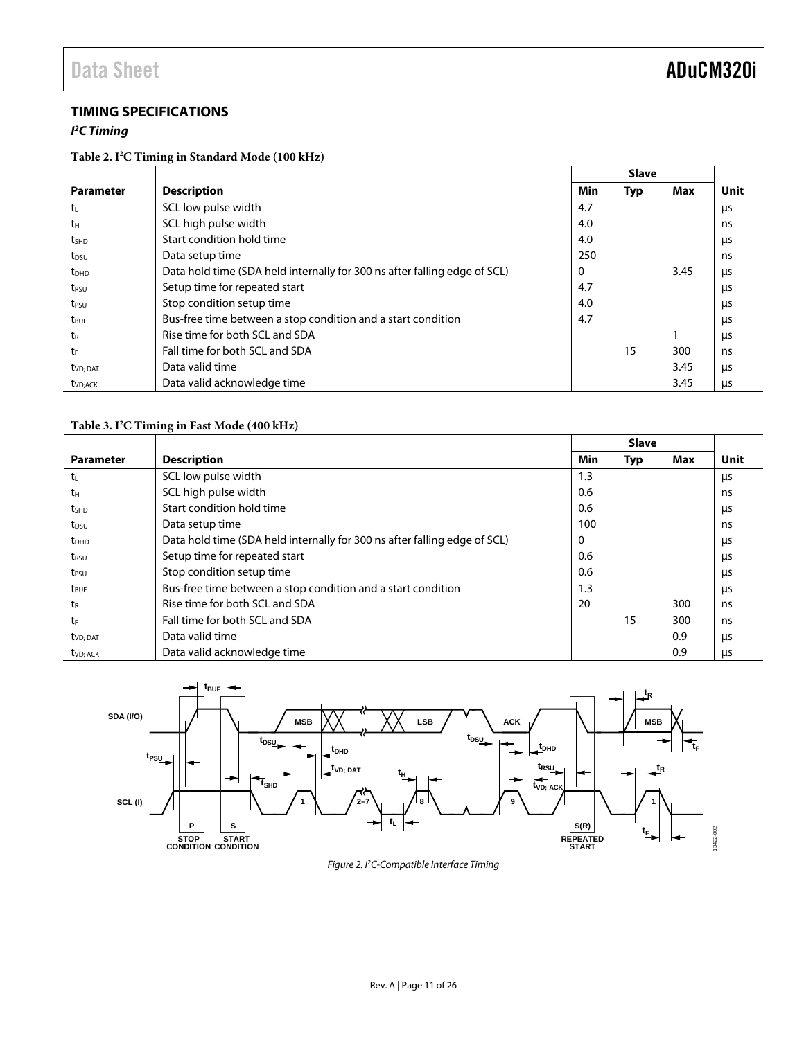## TIMING SPECIFICATIONS

### *I²C Timing*

**Table 2. I²C Timing in Standard Mode (100 kHz)**

| Parameter | Description | Slave | | | Unit |
|---|---|---|---|---|---|
| | | Min | Typ | Max | |
| $t_L$ | SCL low pulse width | 4.7 | | | µs |
| $t_H$ | SCL high pulse width | 4.0 | | | ns |
| $t_{SHD}$ | Start condition hold time | 4.0 | | | µs |
| $t_{DSU}$ | Data setup time | 250 | | | ns |
| $t_{DHD}$ | Data hold time (SDA held internally for 300 ns after falling edge of SCL) | 0 | | 3.45 | µs |
| $t_{RSU}$ | Setup time for repeated start | 4.7 | | | µs |
| $t_{PSU}$ | Stop condition setup time | 4.0 | | | µs |
| $t_{BUF}$ | Bus-free time between a stop condition and a start condition | 4.7 | | | µs |
| $t_R$ | Rise time for both SCL and SDA | | | 1 | µs |
| $t_F$ | Fall time for both SCL and SDA | | 15 | 300 | ns |
| $t_{VD; DAT}$ | Data valid time | | | 3.45 | µs |
| $t_{VD;ACK}$ | Data valid acknowledge time | | | 3.45 | µs |

**Table 3. I²C Timing in Fast Mode (400 kHz)**

| Parameter | Description | Slave | | | Unit |
|---|---|---|---|---|---|
| | | Min | Typ | Max | |
| $t_L$ | SCL low pulse width | 1.3 | | | µs |
| $t_H$ | SCL high pulse width | 0.6 | | | ns |
| $t_{SHD}$ | Start condition hold time | 0.6 | | | µs |
| $t_{DSU}$ | Data setup time | 100 | | | ns |
| $t_{DHD}$ | Data hold time (SDA held internally for 300 ns after falling edge of SCL) | 0 | | | µs |
| $t_{RSU}$ | Setup time for repeated start | 0.6 | | | µs |
| $t_{PSU}$ | Stop condition setup time | 0.6 | | | µs |
| $t_{BUF}$ | Bus-free time between a stop condition and a start condition | 1.3 | | | µs |
| $t_R$ | Rise time for both SCL and SDA | 20 | | 300 | ns |
| $t_F$ | Fall time for both SCL and SDA | | 15 | 300 | ns |
| $t_{VD; DAT}$ | Data valid time | | | 0.9 | µs |
| $t_{VD; ACK}$ | Data valid acknowledge time | | | 0.9 | µs |

*Figure 2. I²C-Compatible Interface Timing*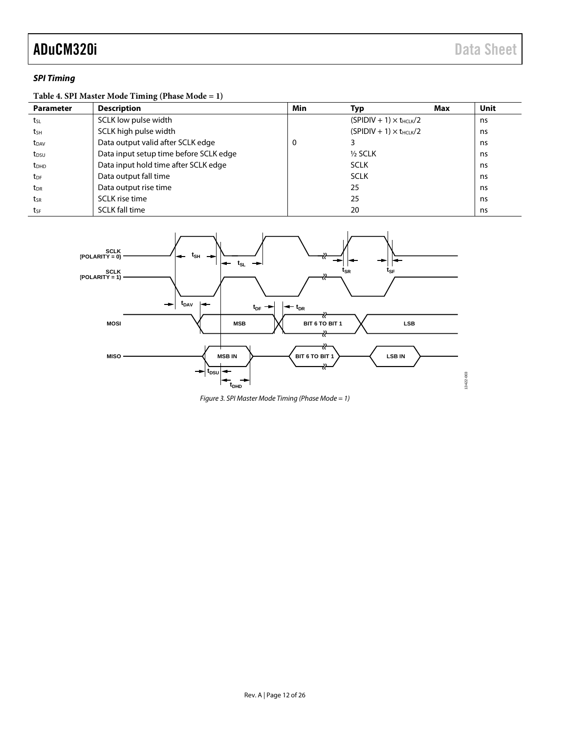### *SPI Timing*

**Table 4. SPI Master Mode Timing (Phase Mode = 1)**

| Parameter | Description | Min | Typ | Max | Unit |
|---|---|---|---|---|---|
| $t_{SL}$ | SCLK low pulse width | | $(SPIDIV + 1) \times t_{HCLK}/2$ | | ns |
| $t_{SH}$ | SCLK high pulse width | | $(SPIDIV + 1) \times t_{HCLK}/2$ | | ns |
| $t_{DAV}$ | Data output valid after SCLK edge | 0 | 3 | | ns |
| $t_{DSU}$ | Data input setup time before SCLK edge | | ½ SCLK | | ns |
| $t_{DHD}$ | Data input hold time after SCLK edge | | SCLK | | ns |
| $t_{DF}$ | Data output fall time | | SCLK | | ns |
| $t_{DR}$ | Data output rise time | | 25 | | ns |
| $t_{SR}$ | SCLK rise time | | 25 | | ns |
| $t_{SF}$ | SCLK fall time | | 20 | | ns |

*Figure 3. SPI Master Mode Timing (Phase Mode = 1)*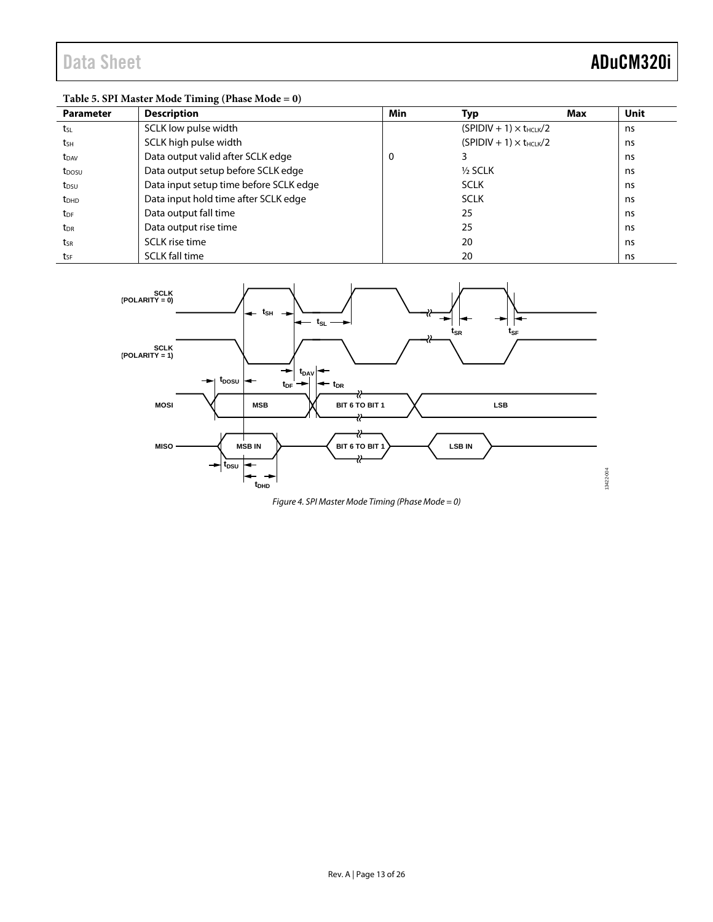**Table 5. SPI Master Mode Timing (Phase Mode = 0)**

| Parameter | Description | Min | Typ | Max | Unit |
|---|---|---|---|---|---|
| $t_{SL}$ | SCLK low pulse width | | $(SPIDIV + 1) \times t_{HCLK}/2$ | | ns |
| $t_{SH}$ | SCLK high pulse width | | $(SPIDIV + 1) \times t_{HCLK}/2$ | | ns |
| $t_{DAV}$ | Data output valid after SCLK edge | 0 | 3 | | ns |
| $t_{DOSU}$ | Data output setup before SCLK edge | | ½ SCLK | | ns |
| $t_{DSU}$ | Data input setup time before SCLK edge | | SCLK | | ns |
| $t_{DHD}$ | Data input hold time after SCLK edge | | SCLK | | ns |
| $t_{DF}$ | Data output fall time | | 25 | | ns |
| $t_{DR}$ | Data output rise time | | 25 | | ns |
| $t_{SR}$ | SCLK rise time | | 20 | | ns |
| $t_{SF}$ | SCLK fall time | | 20 | | ns |

*Figure 4. SPI Master Mode Timing (Phase Mode = 0)*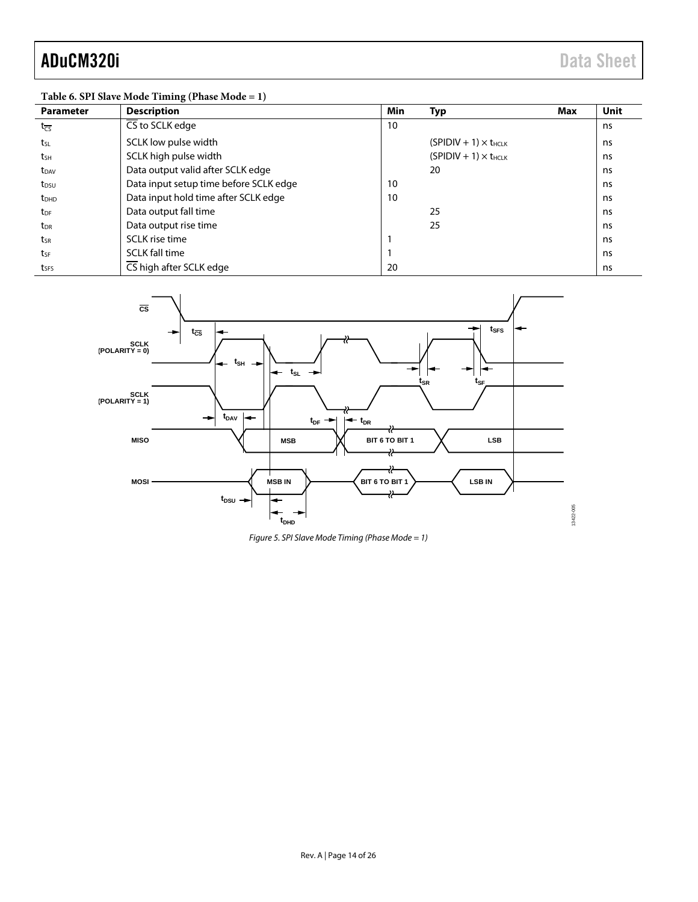**Table 6. SPI Slave Mode Timing (Phase Mode = 1)**

| Parameter | Description | Min | Typ | Max | Unit |
|---|---|---|---|---|---|
| $t_{\overline{CS}}$ | $\overline{CS}$ to SCLK edge | 10 | | | ns |
| $t_{SL}$ | SCLK low pulse width | | $(SPIDIV + 1) \times t_{HCLK}$ | | ns |
| $t_{SH}$ | SCLK high pulse width | | $(SPIDIV + 1) \times t_{HCLK}$ | | ns |
| $t_{DAV}$ | Data output valid after SCLK edge | | 20 | | ns |
| $t_{DSU}$ | Data input setup time before SCLK edge | 10 | | | ns |
| $t_{DHD}$ | Data input hold time after SCLK edge | 10 | | | ns |
| $t_{DF}$ | Data output fall time | | 25 | | ns |
| $t_{DR}$ | Data output rise time | | 25 | | ns |
| $t_{SR}$ | SCLK rise time | 1 | | | ns |
| $t_{SF}$ | SCLK fall time | 1 | | | ns |
| $t_{SFS}$ | $\overline{CS}$ high after SCLK edge | 20 | | | ns |

*Figure 5. SPI Slave Mode Timing (Phase Mode = 1)*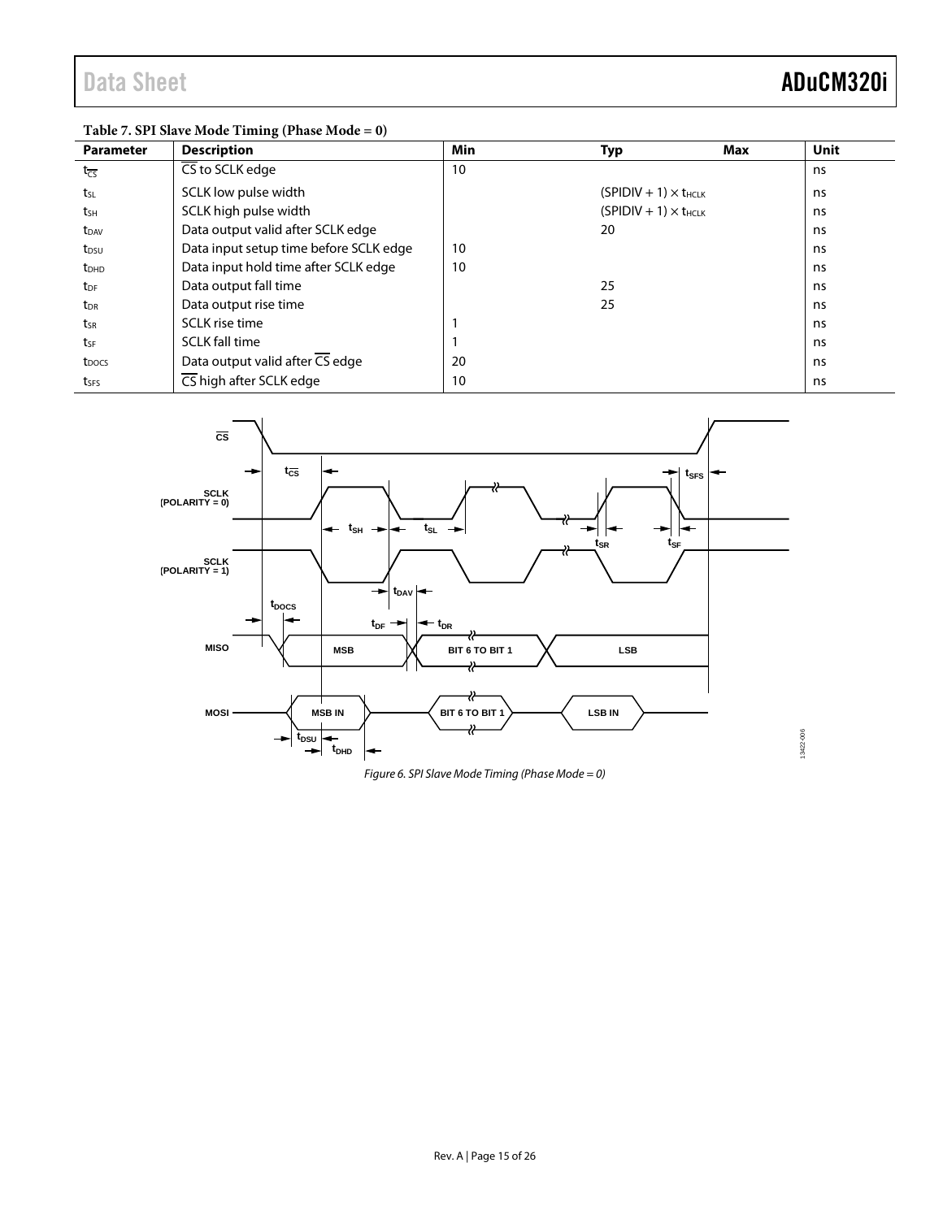**Table 7. SPI Slave Mode Timing (Phase Mode = 0)**

| Parameter | Description | Min | Typ | Max | Unit |
|---|---|---|---|---|---|
| $t_{\overline{CS}}$ | $\overline{CS}$ to SCLK edge | 10 | | | ns |
| $t_{SL}$ | SCLK low pulse width | | (SPIDIV + 1) × $t_{HCLK}$ | | ns |
| $t_{SH}$ | SCLK high pulse width | | (SPIDIV + 1) × $t_{HCLK}$ | | ns |
| $t_{DAV}$ | Data output valid after SCLK edge | | 20 | | ns |
| $t_{DSU}$ | Data input setup time before SCLK edge | 10 | | | ns |
| $t_{DHD}$ | Data input hold time after SCLK edge | 10 | | | ns |
| $t_{DF}$ | Data output fall time | | 25 | | ns |
| $t_{DR}$ | Data output rise time | | 25 | | ns |
| $t_{SR}$ | SCLK rise time | 1 | | | ns |
| $t_{SF}$ | SCLK fall time | 1 | | | ns |
| $t_{DOCS}$ | Data output valid after $\overline{CS}$ edge | 20 | | | ns |
| $t_{SFS}$ | $\overline{CS}$ high after SCLK edge | 10 | | | ns |

*Figure 6. SPI Slave Mode Timing (Phase Mode = 0)*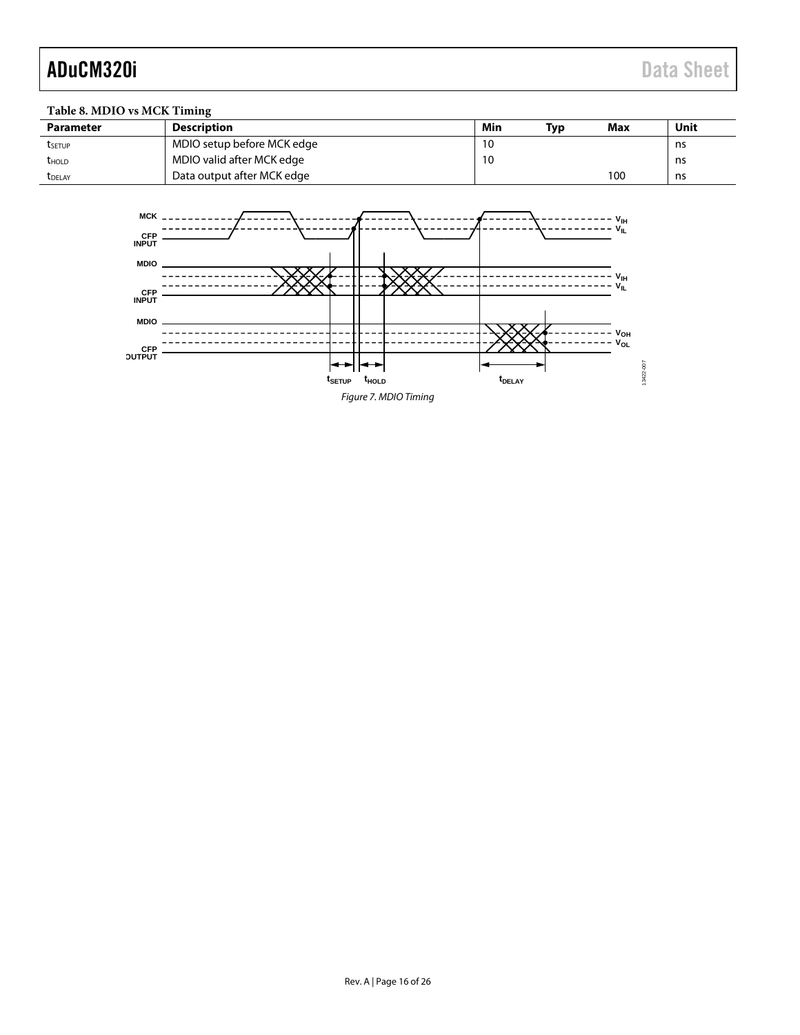**Table 8. MDIO vs MCK Timing**

| Parameter | Description | Min | Typ | Max | Unit |
|---|---|---|---|---|---|
| $t_{SETUP}$ | MDIO setup before MCK edge | 10 | | | ns |
| $t_{HOLD}$ | MDIO valid after MCK edge | 10 | | | ns |
| $t_{DELAY}$ | Data output after MCK edge | | | 100 | ns |

*Figure 7. MDIO Timing*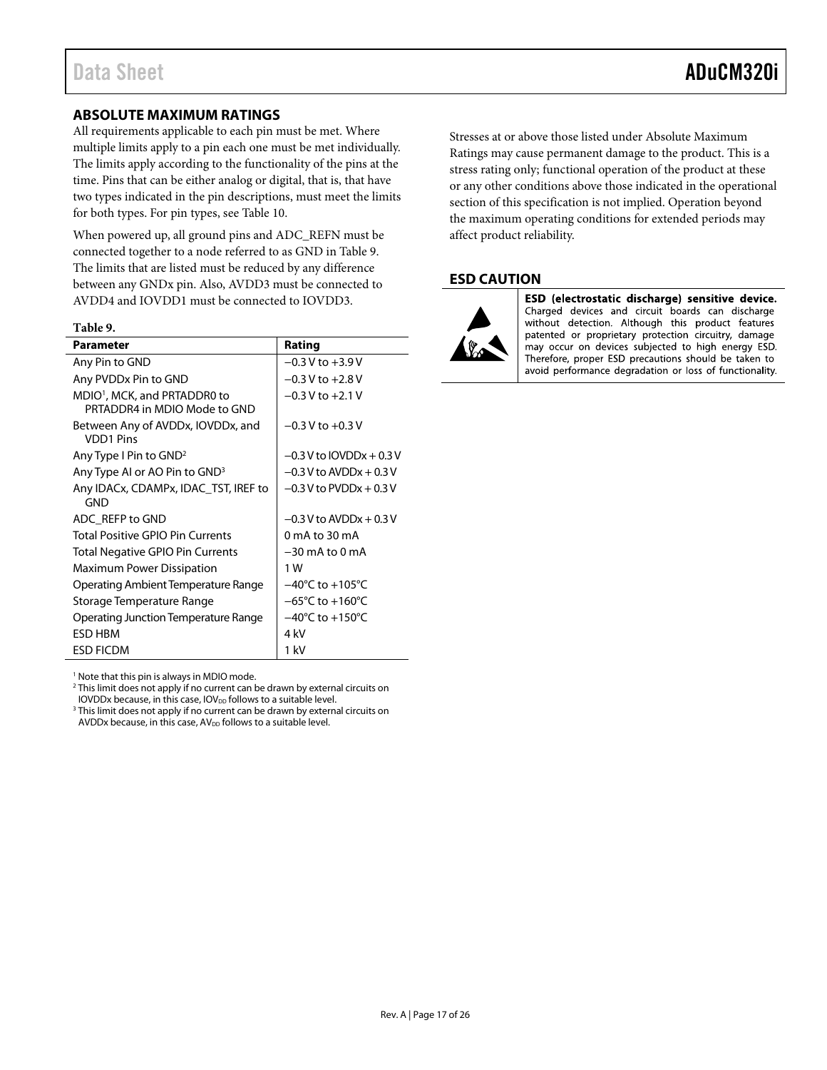## ABSOLUTE MAXIMUM RATINGS

All requirements applicable to each pin must be met. Where multiple limits apply to a pin each one must be met individually. The limits apply according to the functionality of the pins at the time. Pins that can be either analog or digital, that is, that have two types indicated in the pin descriptions, must meet the limits for both types. For pin types, see Table 10.

When powered up, all ground pins and ADC_REFN must be connected together to a node referred to as GND in Table 9. The limits that are listed must be reduced by any difference between any GNDx pin. Also, AVDD3 must be connected to AVDD4 and IOVDD1 must be connected to IOVDD3.

**Table 9.**

| Parameter | Rating |
|---|---|
| Any Pin to GND | −0.3 V to +3.9 V |
| Any PVDDx Pin to GND | −0.3 V to +2.8 V |
| MDIO[1], MCK, and PRTADDR0 to PRTADDR4 in MDIO Mode to GND | −0.3 V to +2.1 V |
| Between Any of AVDDx, IOVDDx, and VDD1 Pins | −0.3 V to +0.3 V |
| Any Type I Pin to GND[2] | −0.3 V to IOVDDx + 0.3 V |
| Any Type AI or AO Pin to GND[3] | −0.3 V to AVDDx + 0.3 V |
| Any IDACx, CDAMPx, IDAC_TST, IREF to GND | −0.3 V to PVDDx + 0.3 V |
| ADC_REFP to GND | −0.3 V to AVDDx + 0.3 V |
| Total Positive GPIO Pin Currents | 0 mA to 30 mA |
| Total Negative GPIO Pin Currents | −30 mA to 0 mA |
| Maximum Power Dissipation | 1 W |
| Operating Ambient Temperature Range | −40°C to +105°C |
| Storage Temperature Range | −65°C to +160°C |
| Operating Junction Temperature Range | −40°C to +150°C |
| ESD HBM | 4 kV |
| ESD FICDM | 1 kV |

[1] Note that this pin is always in MDIO mode.
[2] This limit does not apply if no current can be drawn by external circuits on IOVDDx because, in this case, $IOV_{DD}$ follows to a suitable level.
[3] This limit does not apply if no current can be drawn by external circuits on AVDDx because, in this case, $AV_{DD}$ follows to a suitable level.

Stresses at or above those listed under Absolute Maximum Ratings may cause permanent damage to the product. This is a stress rating only; functional operation of the product at these or any other conditions above those indicated in the operational section of this specification is not implied. Operation beyond the maximum operating conditions for extended periods may affect product reliability.

## ESD CAUTION

**ESD (electrostatic discharge) sensitive device.** Charged devices and circuit boards can discharge without detection. Although this product features patented or proprietary protection circuitry, damage may occur on devices subjected to high energy ESD. Therefore, proper ESD precautions should be taken to avoid performance degradation or loss of functionality.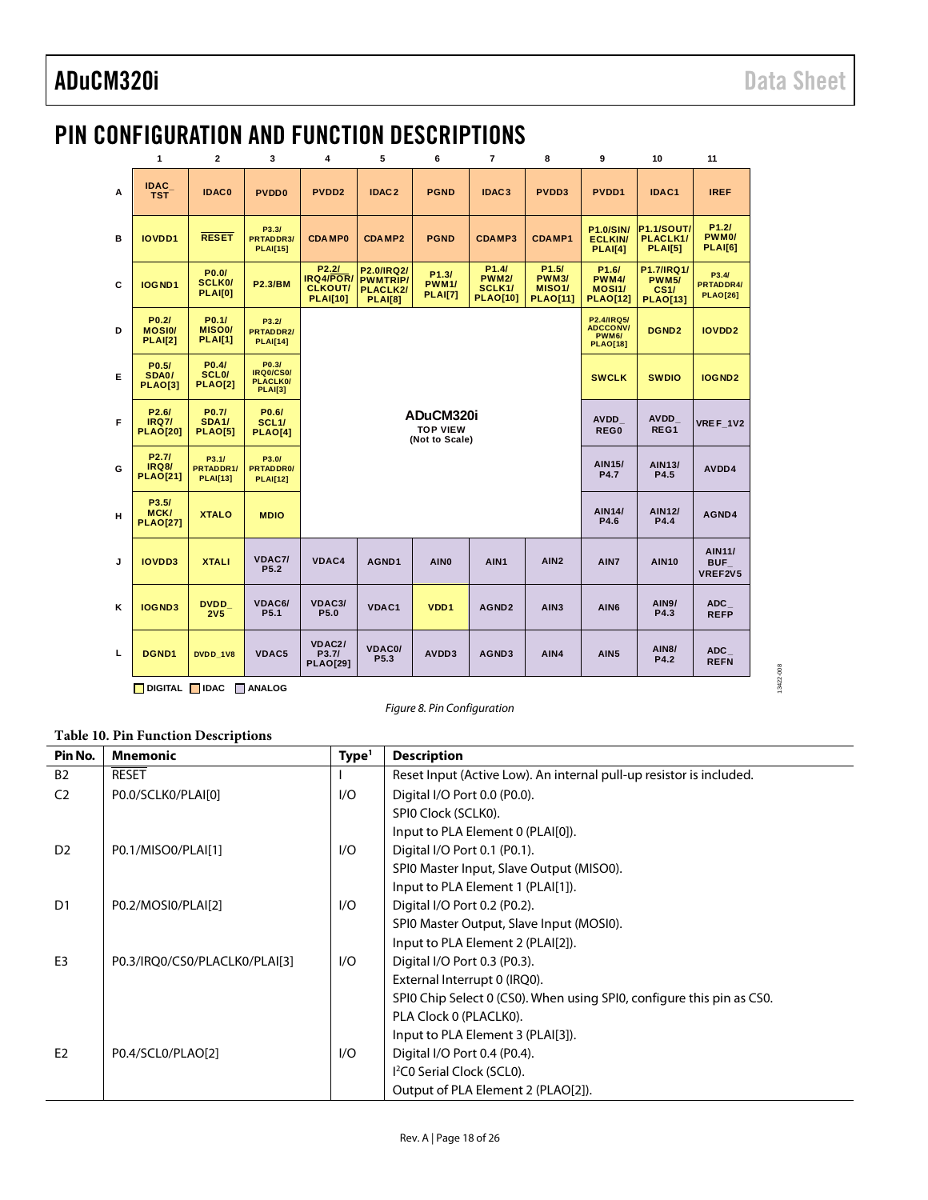# PIN CONFIGURATION AND FUNCTION DESCRIPTIONS

| | 1 | 2 | 3 | 4 | 5 | 6 | 7 | 8 | 9 | 10 | 11 |
|---|---|---|---|---|---|---|---|---|---|---|---|
| A | IDAC_TST | IDAC0 | PVDD0 | PVDD2 | IDAC2 | PGND | IDAC3 | PVDD3 | PVDD1 | IDAC1 | IREF |
| B | IOVDD1 | RESET | P3.3/PRTADDR3/PLAI[15] | CDAMP0 | CDAMP2 | PGND | CDAMP3 | CDAMP1 | P1.0/SIN/ECLKIN/PLAI[4] | P1.1/SOUT/PLACLK1/PLAI[5] | P1.2/PWM0/PLAI[6] |
| C | IOGND1 | P0.0/SCLK0/PLAI[0] | P2.3/BM | P2.2/IRQ4/POR/CLKOUT/PLAI[10] | P2.0/IRQ2/PWMTRIP/PLACLK2/PLAI[8] | P1.3/PWM1/PLAI[7] | P1.4/PWM2/SCLK1/PLAO[10] | P1.5/PWM3/MISO1/PLAO[11] | P1.6/PWM4/MOSI1/PLAO[12] | P1.7/IRQ1/PWM5/CS1/PLAO[13] | P3.4/PRTADDR4/PLAO[26] |
| D | P0.2/MOSI0/PLAI[2] | P0.1/MISO0/PLAI[1] | P3.2/PRTADDR2/PLAI[14] | | | | | | P2.4/IRQ5/ADCCONV/PWM6/PLAO[18] | DGND2 | IOVDD2 |
| E | P0.5/SDA0/PLAO[3] | P0.4/SCL0/PLAO[2] | P0.3/IRQ0/CS0/PLACLK0/PLAI[3] | | | | | | SWCLK | SWDIO | IOGND2 |
| F | P2.6/IRQ7/PLAO[20] | P0.7/SDA1/PLAO[5] | P0.6/SCL1/PLAO[4] | | | ADuCM320i TOP VIEW (Not to Scale) | | | AVDD_REG0 | AVDD_REG1 | VREF_1V2 |
| G | P2.7/IRQ8/PLAO[21] | P3.1/PRTADDR1/PLAI[13] | P3.0/PRTADDR0/PLAI[12] | | | | | | AIN15/P4.7 | AIN13/P4.5 | AVDD4 |
| H | P3.5/MCK/PLAO[27] | XTALO | MDIO | | | | | | AIN14/P4.6 | AIN12/P4.4 | AGND4 |
| J | IOVDD3 | XTALI | VDAC7/P5.2 | VDAC4 | AGND1 | AIN0 | AIN1 | AIN2 | AIN7 | AIN10 | AIN11/BUF_VREF2V5 |
| K | IOGND3 | DVDD_2V5 | VDAC6/P5.1 | VDAC3/P5.0 | VDAC1 | VDD1 | AGND2 | AIN3 | AIN6 | AIN9/P4.3 | ADC_REFP |
| L | DGND1 | DVDD_1V8 | VDAC5 | VDAC2/P3.7/PLAO[29] | VDAC0/P5.3 | AVDD3 | AGND3 | AIN4 | AIN5 | AIN8/P4.2 | ADC_REFN |

DIGITAL   IDAC   ANALOG

Figure 8. Pin Configuration

**Table 10. Pin Function Descriptions**

| Pin No. | Mnemonic | Type[1] | Description |
|---|---|---|---|
| B2 | RESET | I | Reset Input (Active Low). An internal pull-up resistor is included. |
| C2 | P0.0/SCLK0/PLAI[0] | I/O | Digital I/O Port 0.0 (P0.0). |
| | | | SPI0 Clock (SCLK0). |
| | | | Input to PLA Element 0 (PLAI[0]). |
| D2 | P0.1/MISO0/PLAI[1] | I/O | Digital I/O Port 0.1 (P0.1). |
| | | | SPI0 Master Input, Slave Output (MISO0). |
| | | | Input to PLA Element 1 (PLAI[1]). |
| D1 | P0.2/MOSI0/PLAI[2] | I/O | Digital I/O Port 0.2 (P0.2). |
| | | | SPI0 Master Output, Slave Input (MOSI0). |
| | | | Input to PLA Element 2 (PLAI[2]). |
| E3 | P0.3/IRQ0/CS0/PLACLK0/PLAI[3] | I/O | Digital I/O Port 0.3 (P0.3). |
| | | | External Interrupt 0 (IRQ0). |
| | | | SPI0 Chip Select 0 (CS0). When using SPI0, configure this pin as CS0. |
| | | | PLA Clock 0 (PLACLK0). |
| | | | Input to PLA Element 3 (PLAI[3]). |
| E2 | P0.4/SCL0/PLAO[2] | I/O | Digital I/O Port 0.4 (P0.4). |
| | | | I2C0 Serial Clock (SCL0). |
| | | | Output of PLA Element 2 (PLAO[2]). |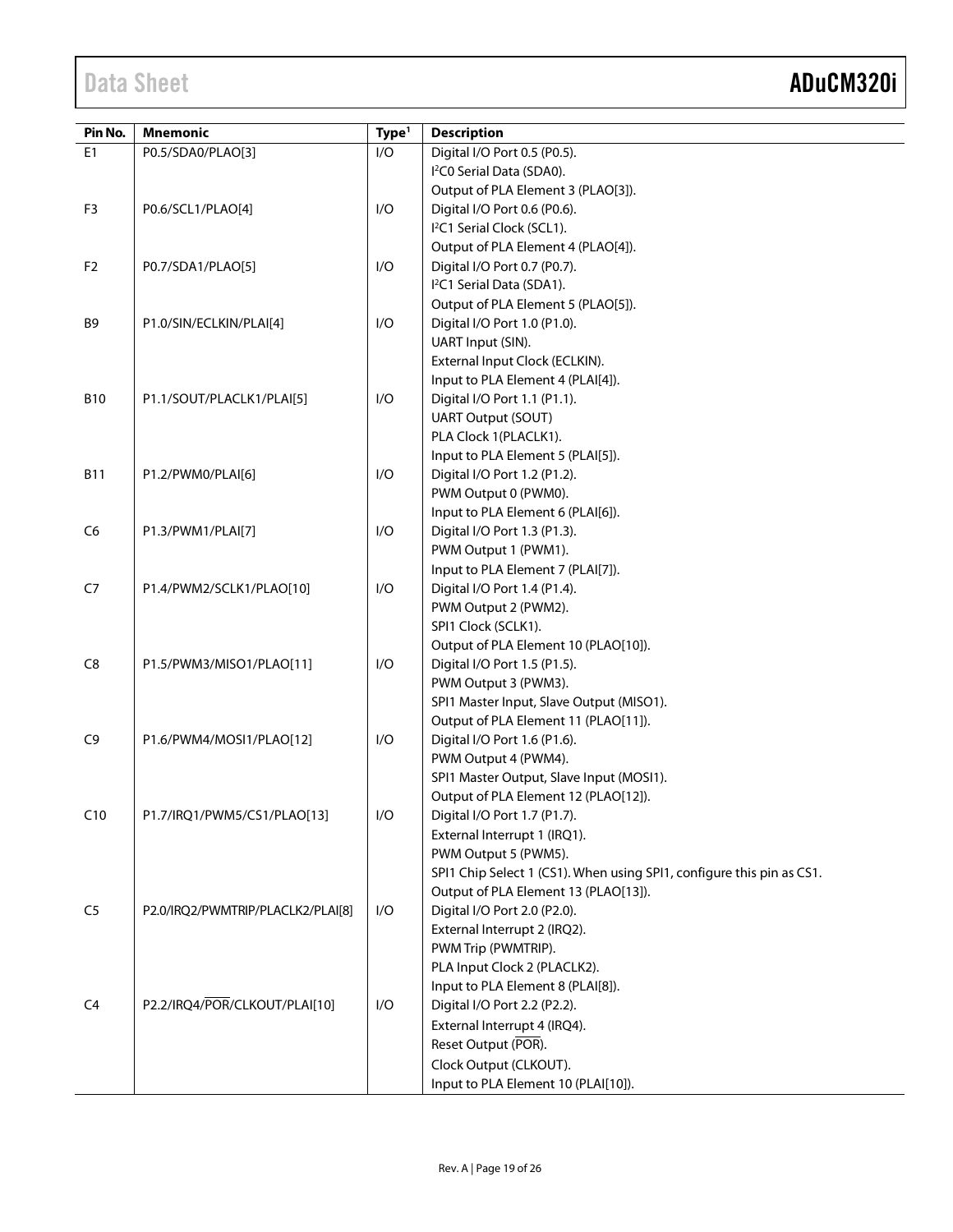| Pin No. | Mnemonic | Type[1] | Description |
|---|---|---|---|
| E1 | P0.5/SDA0/PLAO[3] | I/O | Digital I/O Port 0.5 (P0.5). $I^2C0$ Serial Data (SDA0). Output of PLA Element 3 (PLAO[3]). |
| F3 | P0.6/SCL1/PLAO[4] | I/O | Digital I/O Port 0.6 (P0.6). $I^2C1$ Serial Clock (SCL1). Output of PLA Element 4 (PLAO[4]). |
| F2 | P0.7/SDA1/PLAO[5] | I/O | Digital I/O Port 0.7 (P0.7). $I^2C1$ Serial Data (SDA1). Output of PLA Element 5 (PLAO[5]). |
| B9 | P1.0/SIN/ECLKIN/PLAI[4] | I/O | Digital I/O Port 1.0 (P1.0). UART Input (SIN). External Input Clock (ECLKIN). Input to PLA Element 4 (PLAI[4]). |
| B10 | P1.1/SOUT/PLACLK1/PLAI[5] | I/O | Digital I/O Port 1.1 (P1.1). UART Output (SOUT) PLA Clock 1(PLACLK1). Input to PLA Element 5 (PLAI[5]). |
| B11 | P1.2/PWM0/PLAI[6] | I/O | Digital I/O Port 1.2 (P1.2). PWM Output 0 (PWM0). Input to PLA Element 6 (PLAI[6]). |
| C6 | P1.3/PWM1/PLAI[7] | I/O | Digital I/O Port 1.3 (P1.3). PWM Output 1 (PWM1). Input to PLA Element 7 (PLAI[7]). |
| C7 | P1.4/PWM2/SCLK1/PLAO[10] | I/O | Digital I/O Port 1.4 (P1.4). PWM Output 2 (PWM2). SPI1 Clock (SCLK1). Output of PLA Element 10 (PLAO[10]). |
| C8 | P1.5/PWM3/MISO1/PLAO[11] | I/O | Digital I/O Port 1.5 (P1.5). PWM Output 3 (PWM3). SPI1 Master Input, Slave Output (MISO1). Output of PLA Element 11 (PLAO[11]). |
| C9 | P1.6/PWM4/MOSI1/PLAO[12] | I/O | Digital I/O Port 1.6 (P1.6). PWM Output 4 (PWM4). SPI1 Master Output, Slave Input (MOSI1). Output of PLA Element 12 (PLAO[12]). |
| C10 | P1.7/IRQ1/PWM5/CS1/PLAO[13] | I/O | Digital I/O Port 1.7 (P1.7). External Interrupt 1 (IRQ1). PWM Output 5 (PWM5). SPI1 Chip Select 1 (CS1). When using SPI1, configure this pin as CS1. Output of PLA Element 13 (PLAO[13]). |
| C5 | P2.0/IRQ2/PWMTRIP/PLACLK2/PLAI[8] | I/O | Digital I/O Port 2.0 (P2.0). External Interrupt 2 (IRQ2). PWM Trip (PWMTRIP). PLA Input Clock 2 (PLACLK2). Input to PLA Element 8 (PLAI[8]). |
| C4 | P2.2/IRQ4/$\overline{\text{POR}}$/CLKOUT/PLAI[10] | I/O | Digital I/O Port 2.2 (P2.2). External Interrupt 4 (IRQ4). Reset Output ($\overline{\text{POR}}$). Clock Output (CLKOUT). Input to PLA Element 10 (PLAI[10]). |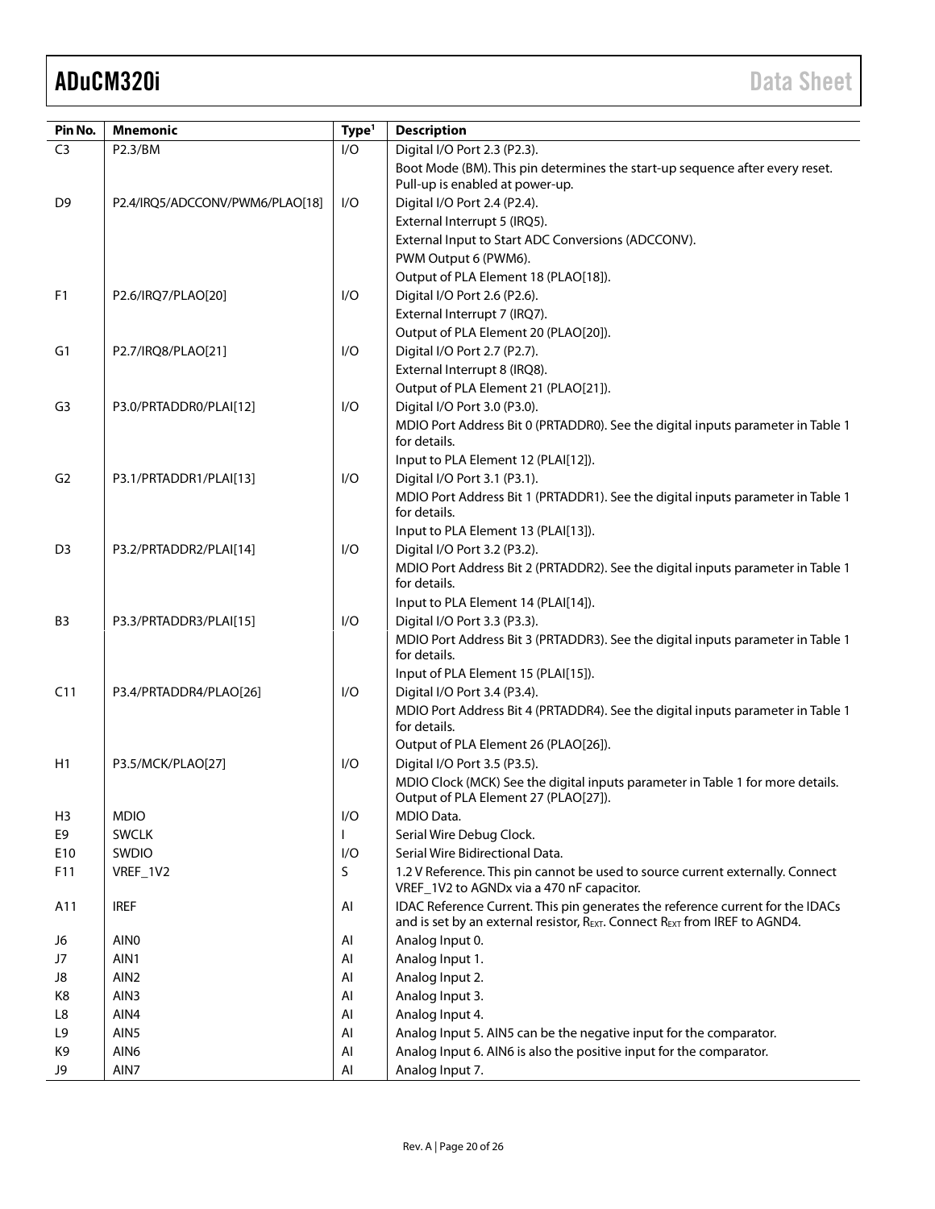| Pin No. | Mnemonic | Type[1] | Description |
|---|---|---|---|
| C3 | P2.3/BM | I/O | Digital I/O Port 2.3 (P2.3). |
| | | | Boot Mode (BM). This pin determines the start-up sequence after every reset. Pull-up is enabled at power-up. |
| D9 | P2.4/IRQ5/ADCCONV/PWM6/PLAO[18] | I/O | Digital I/O Port 2.4 (P2.4). |
| | | | External Interrupt 5 (IRQ5). |
| | | | External Input to Start ADC Conversions (ADCCONV). |
| | | | PWM Output 6 (PWM6). |
| | | | Output of PLA Element 18 (PLAO[18]). |
| F1 | P2.6/IRQ7/PLAO[20] | I/O | Digital I/O Port 2.6 (P2.6). |
| | | | External Interrupt 7 (IRQ7). |
| | | | Output of PLA Element 20 (PLAO[20]). |
| G1 | P2.7/IRQ8/PLAO[21] | I/O | Digital I/O Port 2.7 (P2.7). |
| | | | External Interrupt 8 (IRQ8). |
| | | | Output of PLA Element 21 (PLAO[21]). |
| G3 | P3.0/PRTADDR0/PLAI[12] | I/O | Digital I/O Port 3.0 (P3.0). |
| | | | MDIO Port Address Bit 0 (PRTADDR0). See the digital inputs parameter in Table 1 for details. |
| | | | Input to PLA Element 12 (PLAI[12]). |
| G2 | P3.1/PRTADDR1/PLAI[13] | I/O | Digital I/O Port 3.1 (P3.1). |
| | | | MDIO Port Address Bit 1 (PRTADDR1). See the digital inputs parameter in Table 1 for details. |
| | | | Input to PLA Element 13 (PLAI[13]). |
| D3 | P3.2/PRTADDR2/PLAI[14] | I/O | Digital I/O Port 3.2 (P3.2). |
| | | | MDIO Port Address Bit 2 (PRTADDR2). See the digital inputs parameter in Table 1 for details. |
| | | | Input to PLA Element 14 (PLAI[14]). |
| B3 | P3.3/PRTADDR3/PLAI[15] | I/O | Digital I/O Port 3.3 (P3.3). |
| | | | MDIO Port Address Bit 3 (PRTADDR3). See the digital inputs parameter in Table 1 for details. |
| | | | Input of PLA Element 15 (PLAI[15]). |
| C11 | P3.4/PRTADDR4/PLAO[26] | I/O | Digital I/O Port 3.4 (P3.4). |
| | | | MDIO Port Address Bit 4 (PRTADDR4). See the digital inputs parameter in Table 1 for details. |
| | | | Output of PLA Element 26 (PLAO[26]). |
| H1 | P3.5/MCK/PLAO[27] | I/O | Digital I/O Port 3.5 (P3.5). |
| | | | MDIO Clock (MCK) See the digital inputs parameter in Table 1 for more details. Output of PLA Element 27 (PLAO[27]). |
| H3 | MDIO | I/O | MDIO Data. |
| E9 | SWCLK | I | Serial Wire Debug Clock. |
| E10 | SWDIO | I/O | Serial Wire Bidirectional Data. |
| F11 | VREF_1V2 | S | 1.2 V Reference. This pin cannot be used to source current externally. Connect VREF_1V2 to AGNDx via a 470 nF capacitor. |
| A11 | IREF | AI | IDAC Reference Current. This pin generates the reference current for the IDACs and is set by an external resistor, $R_{EXT}$. Connect $R_{EXT}$ from IREF to AGND4. |
| J6 | AIN0 | AI | Analog Input 0. |
| J7 | AIN1 | AI | Analog Input 1. |
| J8 | AIN2 | AI | Analog Input 2. |
| K8 | AIN3 | AI | Analog Input 3. |
| L8 | AIN4 | AI | Analog Input 4. |
| L9 | AIN5 | AI | Analog Input 5. AIN5 can be the negative input for the comparator. |
| K9 | AIN6 | AI | Analog Input 6. AIN6 is also the positive input for the comparator. |
| J9 | AIN7 | AI | Analog Input 7. |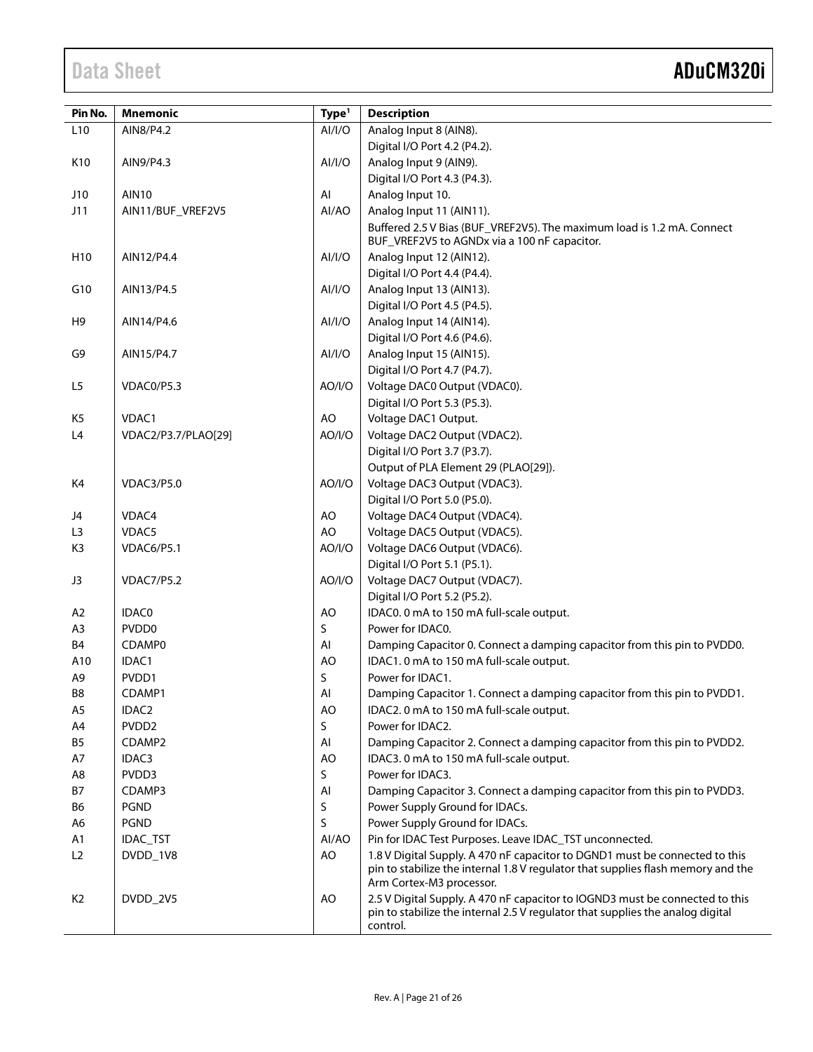| Pin No. | Mnemonic | Type[1] | Description |
|---|---|---|---|
| L10 | AIN8/P4.2 | AI/I/O | Analog Input 8 (AIN8). |
| | | | Digital I/O Port 4.2 (P4.2). |
| K10 | AIN9/P4.3 | AI/I/O | Analog Input 9 (AIN9). |
| | | | Digital I/O Port 4.3 (P4.3). |
| J10 | AIN10 | AI | Analog Input 10. |
| J11 | AIN11/BUF_VREF2V5 | AI/AO | Analog Input 11 (AIN11). |
| | | | Buffered 2.5 V Bias (BUF_VREF2V5). The maximum load is 1.2 mA. Connect BUF_VREF2V5 to AGNDx via a 100 nF capacitor. |
| H10 | AIN12/P4.4 | AI/I/O | Analog Input 12 (AIN12). |
| | | | Digital I/O Port 4.4 (P4.4). |
| G10 | AIN13/P4.5 | AI/I/O | Analog Input 13 (AIN13). |
| | | | Digital I/O Port 4.5 (P4.5). |
| H9 | AIN14/P4.6 | AI/I/O | Analog Input 14 (AIN14). |
| | | | Digital I/O Port 4.6 (P4.6). |
| G9 | AIN15/P4.7 | AI/I/O | Analog Input 15 (AIN15). |
| | | | Digital I/O Port 4.7 (P4.7). |
| L5 | VDAC0/P5.3 | AO/I/O | Voltage DAC0 Output (VDAC0). |
| | | | Digital I/O Port 5.3 (P5.3). |
| K5 | VDAC1 | AO | Voltage DAC1 Output. |
| L4 | VDAC2/P3.7/PLAO[29] | AO/I/O | Voltage DAC2 Output (VDAC2). |
| | | | Digital I/O Port 3.7 (P3.7). |
| | | | Output of PLA Element 29 (PLAO[29]). |
| K4 | VDAC3/P5.0 | AO/I/O | Voltage DAC3 Output (VDAC3). |
| | | | Digital I/O Port 5.0 (P5.0). |
| J4 | VDAC4 | AO | Voltage DAC4 Output (VDAC4). |
| L3 | VDAC5 | AO | Voltage DAC5 Output (VDAC5). |
| K3 | VDAC6/P5.1 | AO/I/O | Voltage DAC6 Output (VDAC6). |
| | | | Digital I/O Port 5.1 (P5.1). |
| J3 | VDAC7/P5.2 | AO/I/O | Voltage DAC7 Output (VDAC7). |
| | | | Digital I/O Port 5.2 (P5.2). |
| A2 | IDAC0 | AO | IDAC0. 0 mA to 150 mA full-scale output. |
| A3 | PVDD0 | S | Power for IDAC0. |
| B4 | CDAMP0 | AI | Damping Capacitor 0. Connect a damping capacitor from this pin to PVDD0. |
| A10 | IDAC1 | AO | IDAC1. 0 mA to 150 mA full-scale output. |
| A9 | PVDD1 | S | Power for IDAC1. |
| B8 | CDAMP1 | AI | Damping Capacitor 1. Connect a damping capacitor from this pin to PVDD1. |
| A5 | IDAC2 | AO | IDAC2. 0 mA to 150 mA full-scale output. |
| A4 | PVDD2 | S | Power for IDAC2. |
| B5 | CDAMP2 | AI | Damping Capacitor 2. Connect a damping capacitor from this pin to PVDD2. |
| A7 | IDAC3 | AO | IDAC3. 0 mA to 150 mA full-scale output. |
| A8 | PVDD3 | S | Power for IDAC3. |
| B7 | CDAMP3 | AI | Damping Capacitor 3. Connect a damping capacitor from this pin to PVDD3. |
| B6 | PGND | S | Power Supply Ground for IDACs. |
| A6 | PGND | S | Power Supply Ground for IDACs. |
| A1 | IDAC_TST | AI/AO | Pin for IDAC Test Purposes. Leave IDAC_TST unconnected. |
| L2 | DVDD_1V8 | AO | 1.8 V Digital Supply. A 470 nF capacitor to DGND1 must be connected to this pin to stabilize the internal 1.8 V regulator that supplies flash memory and the Arm Cortex-M3 processor. |
| K2 | DVDD_2V5 | AO | 2.5 V Digital Supply. A 470 nF capacitor to IOGND3 must be connected to this pin to stabilize the internal 2.5 V regulator that supplies the analog digital control. |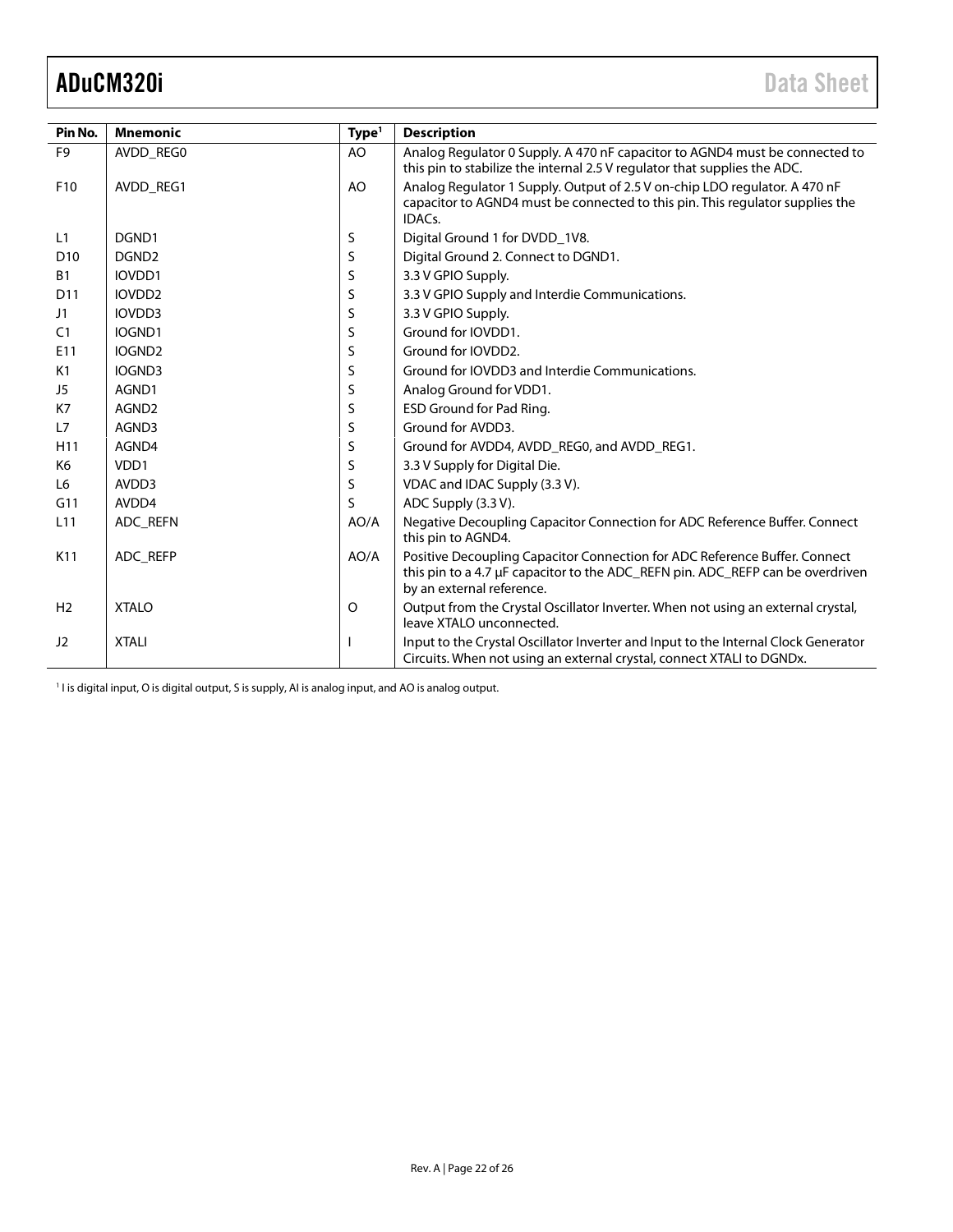| Pin No. | Mnemonic | Type[1] | Description |
|---|---|---|---|
| F9 | AVDD_REG0 | AO | Analog Regulator 0 Supply. A 470 nF capacitor to AGND4 must be connected to this pin to stabilize the internal 2.5 V regulator that supplies the ADC. |
| F10 | AVDD_REG1 | AO | Analog Regulator 1 Supply. Output of 2.5 V on-chip LDO regulator. A 470 nF capacitor to AGND4 must be connected to this pin. This regulator supplies the IDACs. |
| L1 | DGND1 | S | Digital Ground 1 for DVDD_1V8. |
| D10 | DGND2 | S | Digital Ground 2. Connect to DGND1. |
| B1 | IOVDD1 | S | 3.3 V GPIO Supply. |
| D11 | IOVDD2 | S | 3.3 V GPIO Supply and Interdie Communications. |
| J1 | IOVDD3 | S | 3.3 V GPIO Supply. |
| C1 | IOGND1 | S | Ground for IOVDD1. |
| E11 | IOGND2 | S | Ground for IOVDD2. |
| K1 | IOGND3 | S | Ground for IOVDD3 and Interdie Communications. |
| J5 | AGND1 | S | Analog Ground for VDD1. |
| K7 | AGND2 | S | ESD Ground for Pad Ring. |
| L7 | AGND3 | S | Ground for AVDD3. |
| H11 | AGND4 | S | Ground for AVDD4, AVDD_REG0, and AVDD_REG1. |
| K6 | VDD1 | S | 3.3 V Supply for Digital Die. |
| L6 | AVDD3 | S | VDAC and IDAC Supply (3.3 V). |
| G11 | AVDD4 | S | ADC Supply (3.3 V). |
| L11 | ADC_REFN | AO/A | Negative Decoupling Capacitor Connection for ADC Reference Buffer. Connect this pin to AGND4. |
| K11 | ADC_REFP | AO/A | Positive Decoupling Capacitor Connection for ADC Reference Buffer. Connect this pin to a 4.7 µF capacitor to the ADC_REFN pin. ADC_REFP can be overdriven by an external reference. |
| H2 | XTALO | O | Output from the Crystal Oscillator Inverter. When not using an external crystal, leave XTALO unconnected. |
| J2 | XTALI | I | Input to the Crystal Oscillator Inverter and Input to the Internal Clock Generator Circuits. When not using an external crystal, connect XTALI to DGNDx. |

[1] I is digital input, O is digital output, S is supply, AI is analog input, and AO is analog output.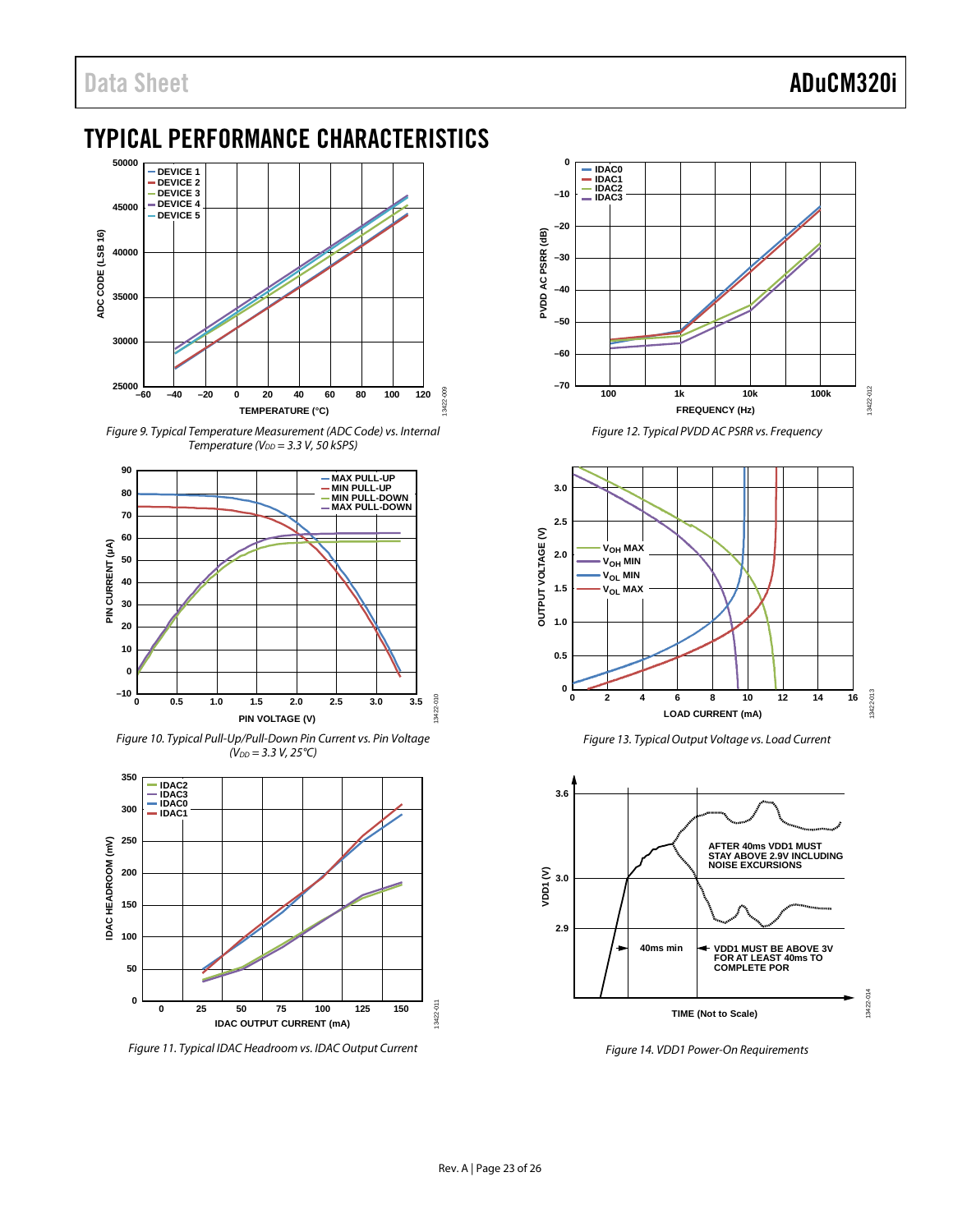# TYPICAL PERFORMANCE CHARACTERISTICS

Figure 9. Typical Temperature Measurement (ADC Code) vs. Internal Temperature ($V_{DD}$ = 3.3 V, 50 kSPS)

Figure 10. Typical Pull-Up/Pull-Down Pin Current vs. Pin Voltage ($V_{DD}$ = 3.3 V, 25°C)

Figure 11. Typical IDAC Headroom vs. IDAC Output Current

Figure 12. Typical PVDD AC PSRR vs. Frequency

Figure 13. Typical Output Voltage vs. Load Current

Figure 14. VDD1 Power-On Requirements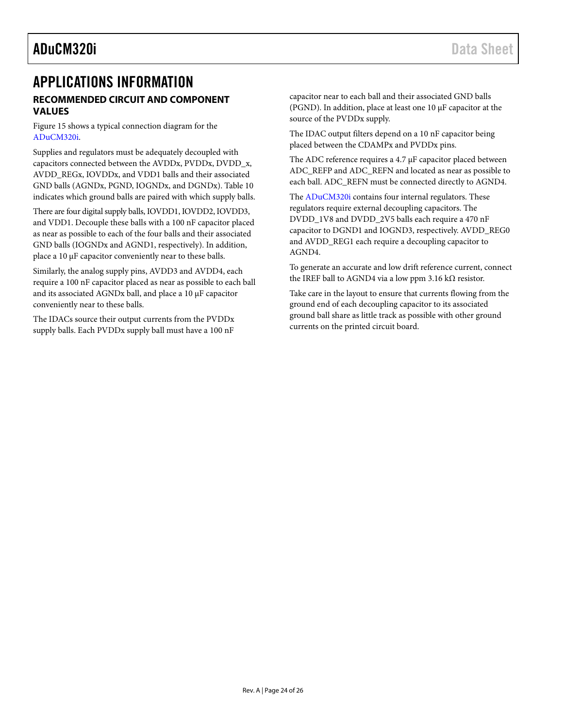# APPLICATIONS INFORMATION

## RECOMMENDED CIRCUIT AND COMPONENT VALUES

Figure 15 shows a typical connection diagram for the ADuCM320i.

Supplies and regulators must be adequately decoupled with capacitors connected between the AVDDx, PVDDx, DVDD_x, AVDD_REGx, IOVDDx, and VDD1 balls and their associated GND balls (AGNDx, PGND, IOGNDx, and DGNDx). Table 10 indicates which ground balls are paired with which supply balls.

There are four digital supply balls, IOVDD1, IOVDD2, IOVDD3, and VDD1. Decouple these balls with a 100 nF capacitor placed as near as possible to each of the four balls and their associated GND balls (IOGNDx and AGND1, respectively). In addition, place a 10 µF capacitor conveniently near to these balls.

Similarly, the analog supply pins, AVDD3 and AVDD4, each require a 100 nF capacitor placed as near as possible to each ball and its associated AGNDx ball, and place a 10 µF capacitor conveniently near to these balls.

The IDACs source their output currents from the PVDDx supply balls. Each PVDDx supply ball must have a 100 nF capacitor near to each ball and their associated GND balls (PGND). In addition, place at least one 10 µF capacitor at the source of the PVDDx supply.

The IDAC output filters depend on a 10 nF capacitor being placed between the CDAMPx and PVDDx pins.

The ADC reference requires a 4.7 µF capacitor placed between ADC_REFP and ADC_REFN and located as near as possible to each ball. ADC_REFN must be connected directly to AGND4.

The ADuCM320i contains four internal regulators. These regulators require external decoupling capacitors. The DVDD_1V8 and DVDD_2V5 balls each require a 470 nF capacitor to DGND1 and IOGND3, respectively. AVDD_REG0 and AVDD_REG1 each require a decoupling capacitor to AGND4.

To generate an accurate and low drift reference current, connect the IREF ball to AGND4 via a low ppm 3.16 kΩ resistor.

Take care in the layout to ensure that currents flowing from the ground end of each decoupling capacitor to its associated ground ball share as little track as possible with other ground currents on the printed circuit board.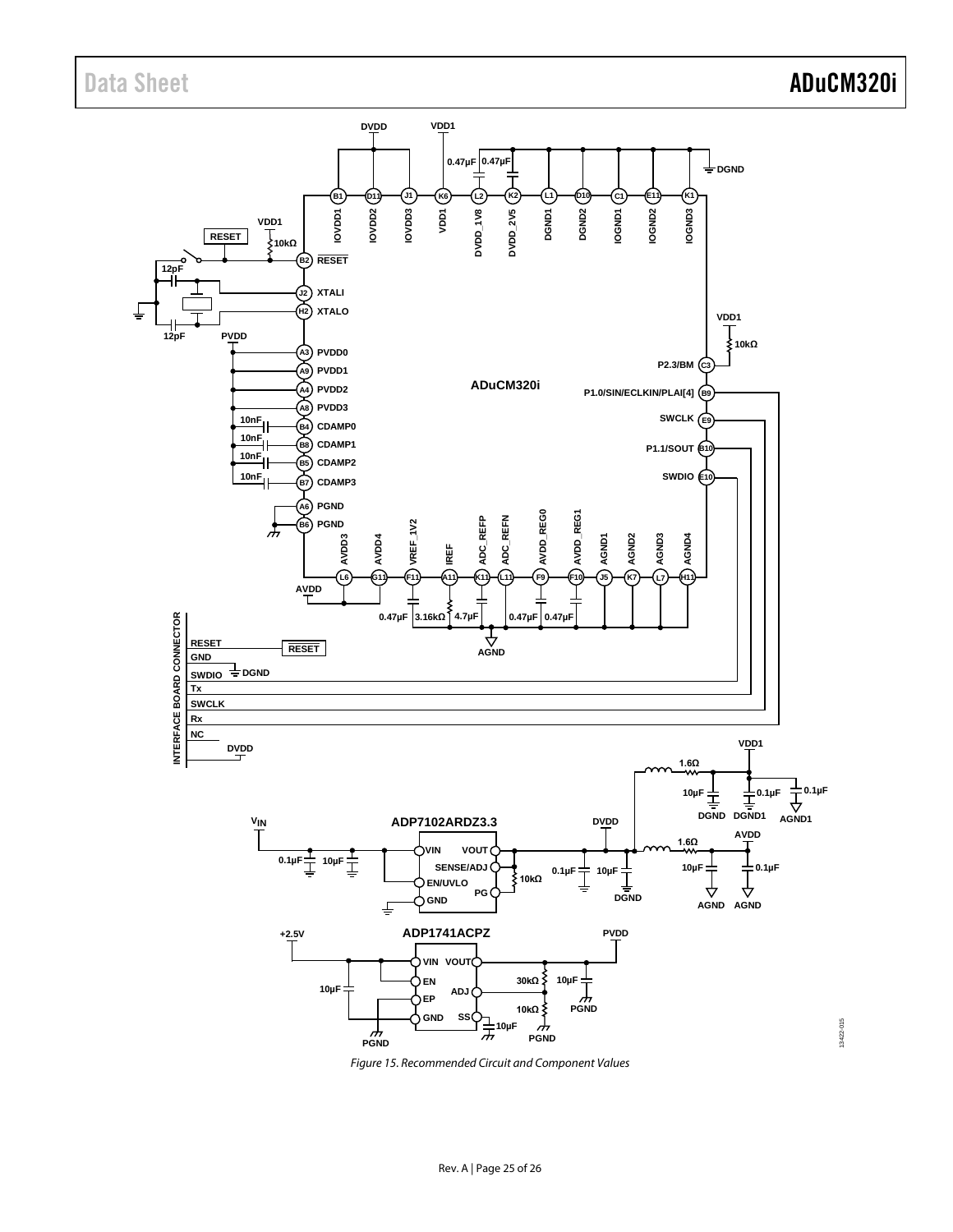Figure 15. Recommended Circuit and Component Values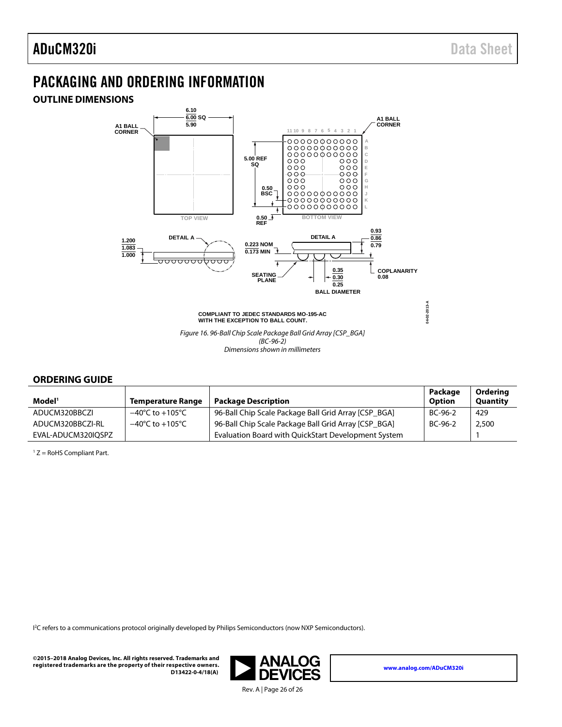# PACKAGING AND ORDERING INFORMATION

## OUTLINE DIMENSIONS

6.10
6.00 SQ
5.90

A1 BALL CORNER

TOP VIEW

A1 BALL CORNER

11 10 9 8 7 6 5 4 3 2 1

A B C D E F G H J K L

5.00 REF SQ

0.50 BSC

0.50 REF

BOTTOM VIEW

DETAIL A

1.200
1.083
1.000

DETAIL A

0.223 NOM
0.173 MIN

0.93
0.86
0.79

SEATING PLANE

0.35
0.30
0.25
BALL DIAMETER

COPLANARITY 0.08

COMPLIANT TO JEDEC STANDARDS MO-195-AC WITH THE EXCEPTION TO BALL COUNT.

04-02-2013-A

*Figure 16. 96-Ball Chip Scale Package Ball Grid Array [CSP_BGA] (BC-96-2) Dimensions shown in millimeters*

## ORDERING GUIDE

| Model[1] | Temperature Range | Package Description | Package Option | Ordering Quantity |
|---|---|---|---|---|
| ADUCM320BBCZI | −40°C to +105°C | 96-Ball Chip Scale Package Ball Grid Array [CSP_BGA] | BC-96-2 | 429 |
| ADUCM320BBCZI-RL | −40°C to +105°C | 96-Ball Chip Scale Package Ball Grid Array [CSP_BGA] | BC-96-2 | 2,500 |
| EVAL-ADUCM320IQSPZ | | Evaluation Board with QuickStart Development System | | 1 |

[1] Z = RoHS Compliant Part.

I²C refers to a communications protocol originally developed by Philips Semiconductors (now NXP Semiconductors).

©2015–2018 Analog Devices, Inc. All rights reserved. Trademarks and registered trademarks are the property of their respective owners. D13422-0-4/18(A)

www.analog.com/ADuCM320i